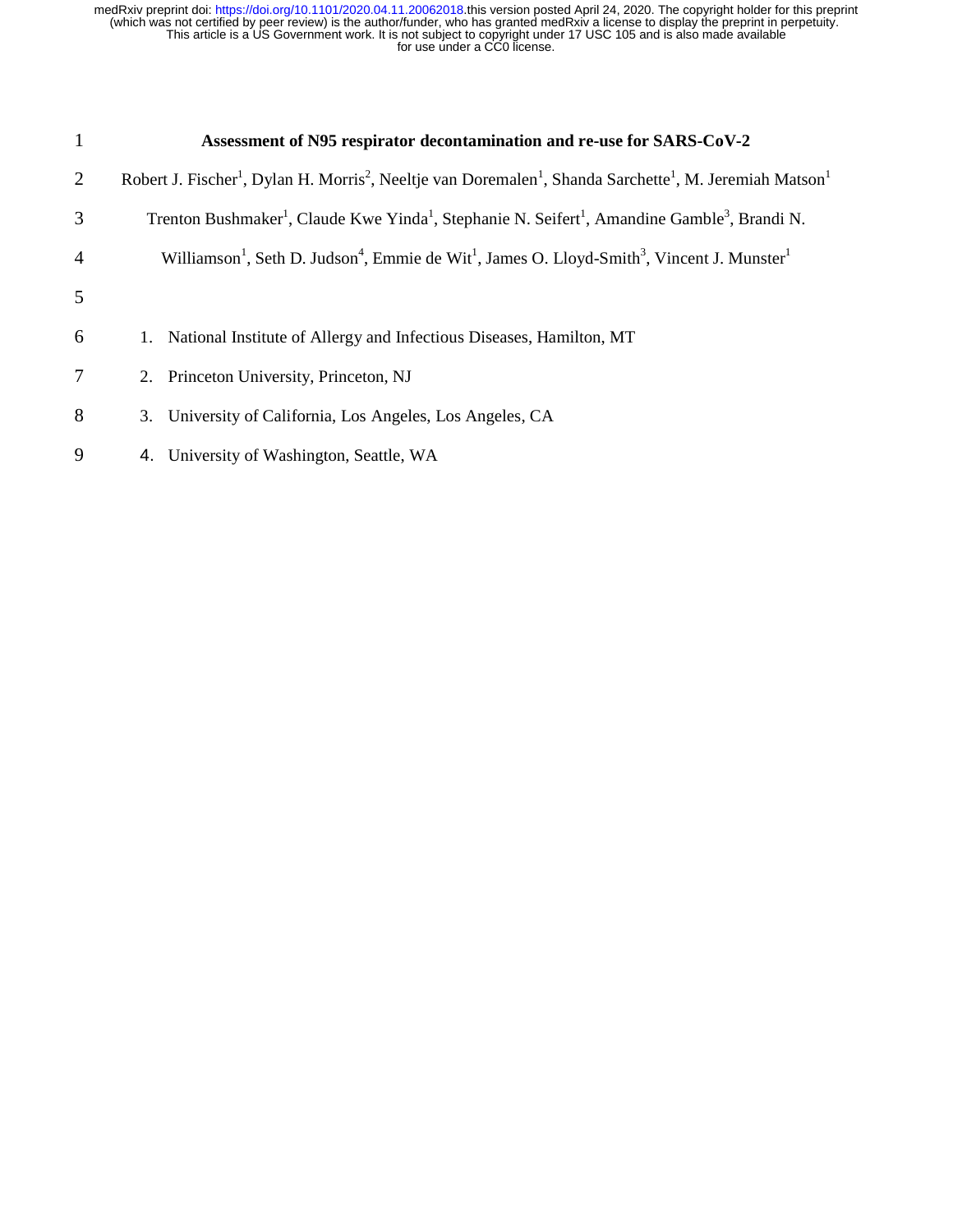# Assessment of N95 respirator decontamination and re-use for SARS-CoV-2

Robert J. Fischer[1], Dylan H. Morris[2], Neeltje van Doremalen[1], Shanda Sarchette[1], M. Jeremiah Matson[1] Trenton Bushmaker[1], Claude Kwe Yinda[1], Stephanie N. Seifert[1], Amandine Gamble[3], Brandi N. Williamson[1], Seth D. Judson[4], Emmie de Wit[1], James O. Lloyd-Smith[3], Vincent J. Munster[1]

1. National Institute of Allergy and Infectious Diseases, Hamilton, MT
2. Princeton University, Princeton, NJ
3. University of California, Los Angeles, Los Angeles, CA
4. University of Washington, Seattle, WA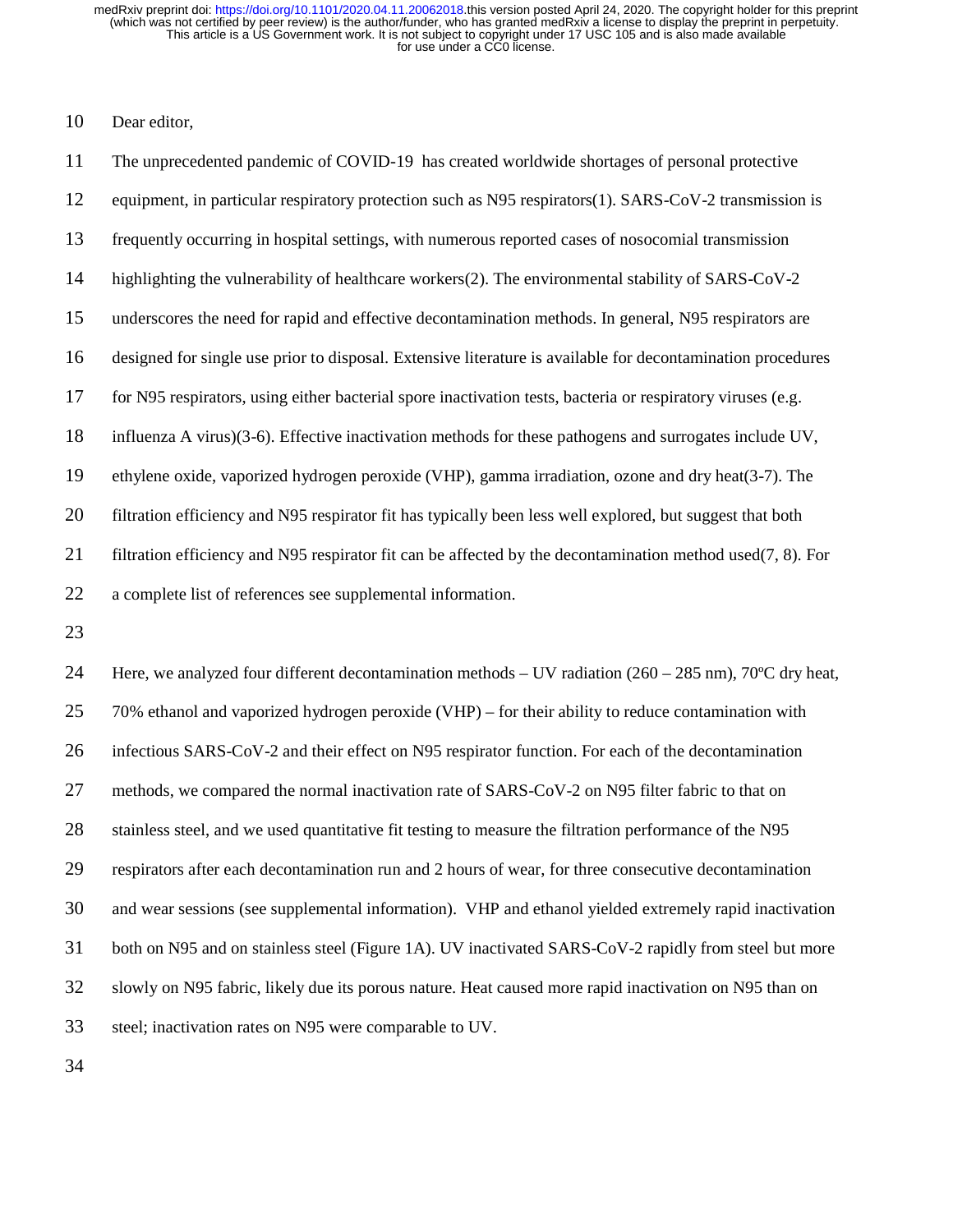Dear editor,

The unprecedented pandemic of COVID-19 has created worldwide shortages of personal protective equipment, in particular respiratory protection such as N95 respirators(1). SARS-CoV-2 transmission is frequently occurring in hospital settings, with numerous reported cases of nosocomial transmission highlighting the vulnerability of healthcare workers(2). The environmental stability of SARS-CoV-2 underscores the need for rapid and effective decontamination methods. In general, N95 respirators are designed for single use prior to disposal. Extensive literature is available for decontamination procedures for N95 respirators, using either bacterial spore inactivation tests, bacteria or respiratory viruses (e.g. influenza A virus)(3-6). Effective inactivation methods for these pathogens and surrogates include UV, ethylene oxide, vaporized hydrogen peroxide (VHP), gamma irradiation, ozone and dry heat(3-7). The filtration efficiency and N95 respirator fit has typically been less well explored, but suggest that both filtration efficiency and N95 respirator fit can be affected by the decontamination method used(7, 8). For a complete list of references see supplemental information.

Here, we analyzed four different decontamination methods – UV radiation (260 – 285 nm), 70ºC dry heat, 70% ethanol and vaporized hydrogen peroxide (VHP) – for their ability to reduce contamination with infectious SARS-CoV-2 and their effect on N95 respirator function. For each of the decontamination methods, we compared the normal inactivation rate of SARS-CoV-2 on N95 filter fabric to that on stainless steel, and we used quantitative fit testing to measure the filtration performance of the N95 respirators after each decontamination run and 2 hours of wear, for three consecutive decontamination and wear sessions (see supplemental information). VHP and ethanol yielded extremely rapid inactivation both on N95 and on stainless steel (Figure 1A). UV inactivated SARS-CoV-2 rapidly from steel but more slowly on N95 fabric, likely due its porous nature. Heat caused more rapid inactivation on N95 than on steel; inactivation rates on N95 were comparable to UV.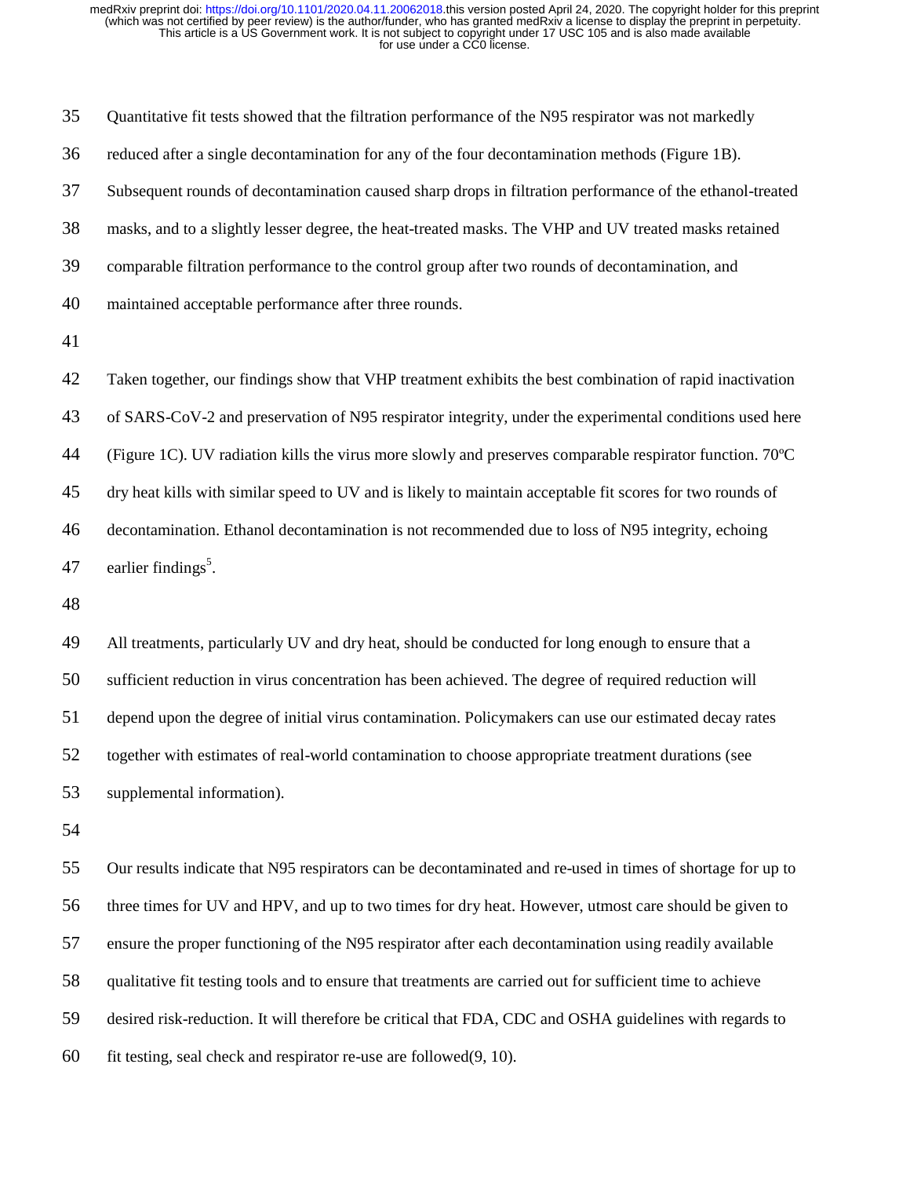Quantitative fit tests showed that the filtration performance of the N95 respirator was not markedly reduced after a single decontamination for any of the four decontamination methods (Figure 1B). Subsequent rounds of decontamination caused sharp drops in filtration performance of the ethanol-treated masks, and to a slightly lesser degree, the heat-treated masks. The VHP and UV treated masks retained comparable filtration performance to the control group after two rounds of decontamination, and maintained acceptable performance after three rounds.

Taken together, our findings show that VHP treatment exhibits the best combination of rapid inactivation of SARS-CoV-2 and preservation of N95 respirator integrity, under the experimental conditions used here (Figure 1C). UV radiation kills the virus more slowly and preserves comparable respirator function. 70ºC dry heat kills with similar speed to UV and is likely to maintain acceptable fit scores for two rounds of decontamination. Ethanol decontamination is not recommended due to loss of N95 integrity, echoing earlier findings[5].

All treatments, particularly UV and dry heat, should be conducted for long enough to ensure that a sufficient reduction in virus concentration has been achieved. The degree of required reduction will depend upon the degree of initial virus contamination. Policymakers can use our estimated decay rates together with estimates of real-world contamination to choose appropriate treatment durations (see supplemental information).

Our results indicate that N95 respirators can be decontaminated and re-used in times of shortage for up to three times for UV and HPV, and up to two times for dry heat. However, utmost care should be given to ensure the proper functioning of the N95 respirator after each decontamination using readily available qualitative fit testing tools and to ensure that treatments are carried out for sufficient time to achieve desired risk-reduction. It will therefore be critical that FDA, CDC and OSHA guidelines with regards to fit testing, seal check and respirator re-use are followed(9, 10).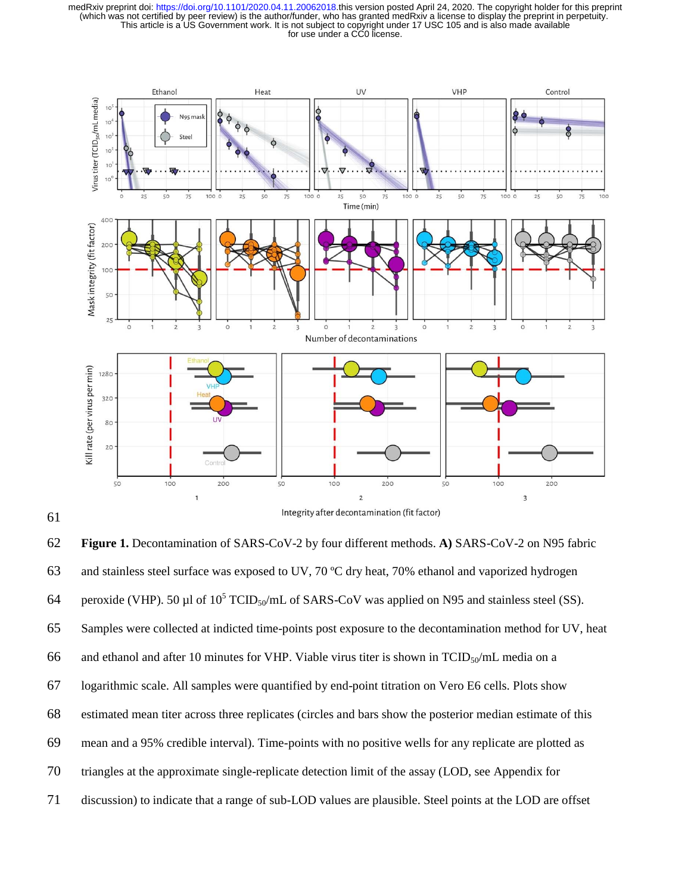61

62 **Figure 1.** Decontamination of SARS-CoV-2 by four different methods. **A)** SARS-CoV-2 on N95 fabric

63 and stainless steel surface was exposed to UV, 70 ºC dry heat, 70% ethanol and vaporized hydrogen

64 peroxide (VHP). 50 µl of $10^5$ $TCID_{50}$/mL of SARS-CoV was applied on N95 and stainless steel (SS).

65 Samples were collected at indicted time-points post exposure to the decontamination method for UV, heat

66 and ethanol and after 10 minutes for VHP. Viable virus titer is shown in $TCID_{50}$/mL media on a

67 logarithmic scale. All samples were quantified by end-point titration on Vero E6 cells. Plots show

68 estimated mean titer across three replicates (circles and bars show the posterior median estimate of this

69 mean and a 95% credible interval). Time-points with no positive wells for any replicate are plotted as

70 triangles at the approximate single-replicate detection limit of the assay (LOD, see Appendix for

71 discussion) to indicate that a range of sub-LOD values are plausible. Steel points at the LOD are offset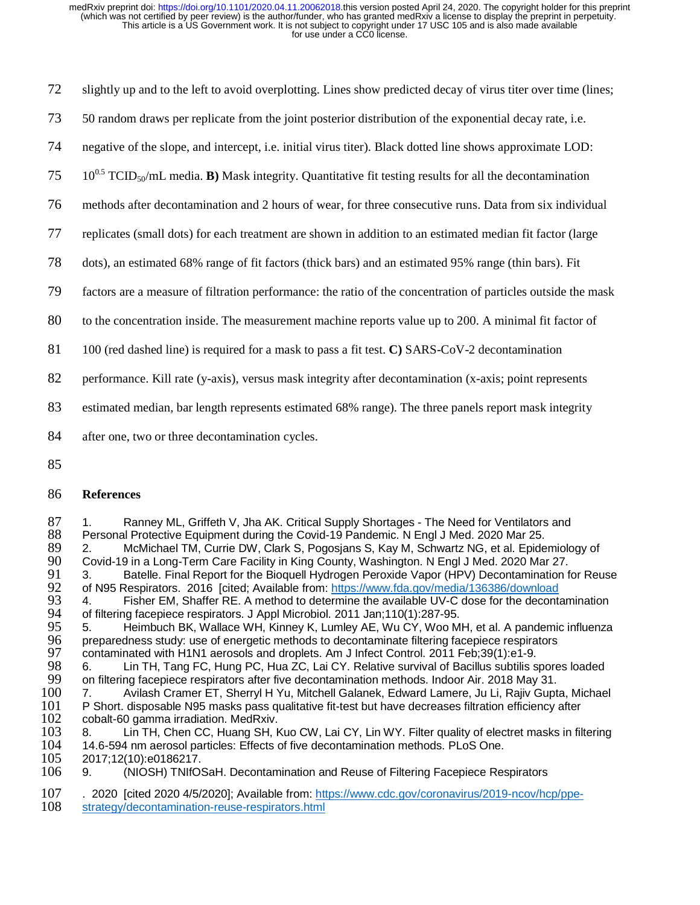slightly up and to the left to avoid overplotting. Lines show predicted decay of virus titer over time (lines; 50 random draws per replicate from the joint posterior distribution of the exponential decay rate, i.e. negative of the slope, and intercept, i.e. initial virus titer). Black dotted line shows approximate LOD: $10^{0.5}$ $TCID_{50}$/mL media. **B)** Mask integrity. Quantitative fit testing results for all the decontamination methods after decontamination and 2 hours of wear, for three consecutive runs. Data from six individual replicates (small dots) for each treatment are shown in addition to an estimated median fit factor (large dots), an estimated 68% range of fit factors (thick bars) and an estimated 95% range (thin bars). Fit factors are a measure of filtration performance: the ratio of the concentration of particles outside the mask to the concentration inside. The measurement machine reports value up to 200. A minimal fit factor of 100 (red dashed line) is required for a mask to pass a fit test. **C)** SARS-CoV-2 decontamination performance. Kill rate (y-axis), versus mask integrity after decontamination (x-axis; point represents estimated median, bar length represents estimated 68% range). The three panels report mask integrity after one, two or three decontamination cycles.

## References

1. Ranney ML, Griffeth V, Jha AK. Critical Supply Shortages - The Need for Ventilators and Personal Protective Equipment during the Covid-19 Pandemic. N Engl J Med. 2020 Mar 25.
2. McMichael TM, Currie DW, Clark S, Pogosjans S, Kay M, Schwartz NG, et al. Epidemiology of Covid-19 in a Long-Term Care Facility in King County, Washington. N Engl J Med. 2020 Mar 27.
3. Batelle. Final Report for the Bioquell Hydrogen Peroxide Vapor (HPV) Decontamination for Reuse of N95 Respirators. 2016 [cited; Available from: https://www.fda.gov/media/136386/download
4. Fisher EM, Shaffer RE. A method to determine the available UV-C dose for the decontamination of filtering facepiece respirators. J Appl Microbiol. 2011 Jan;110(1):287-95.
5. Heimbuch BK, Wallace WH, Kinney K, Lumley AE, Wu CY, Woo MH, et al. A pandemic influenza preparedness study: use of energetic methods to decontaminate filtering facepiece respirators contaminated with H1N1 aerosols and droplets. Am J Infect Control. 2011 Feb;39(1):e1-9.
6. Lin TH, Tang FC, Hung PC, Hua ZC, Lai CY. Relative survival of Bacillus subtilis spores loaded on filtering facepiece respirators after five decontamination methods. Indoor Air. 2018 May 31.
7. Avilash Cramer ET, Sherryl H Yu, Mitchell Galanek, Edward Lamere, Ju Li, Rajiv Gupta, Michael P Short. disposable N95 masks pass qualitative fit-test but have decreases filtration efficiency after cobalt-60 gamma irradiation. MedRxiv.
8. Lin TH, Chen CC, Huang SH, Kuo CW, Lai CY, Lin WY. Filter quality of electret masks in filtering 14.6-594 nm aerosol particles: Effects of five decontamination methods. PLoS One. 2017;12(10):e0186217.
9. (NIOSH) TNIfOSaH. Decontamination and Reuse of Filtering Facepiece Respirators . 2020 [cited 2020 4/5/2020]; Available from: https://www.cdc.gov/coronavirus/2019-ncov/hcp/ppe-strategy/decontamination-reuse-respirators.html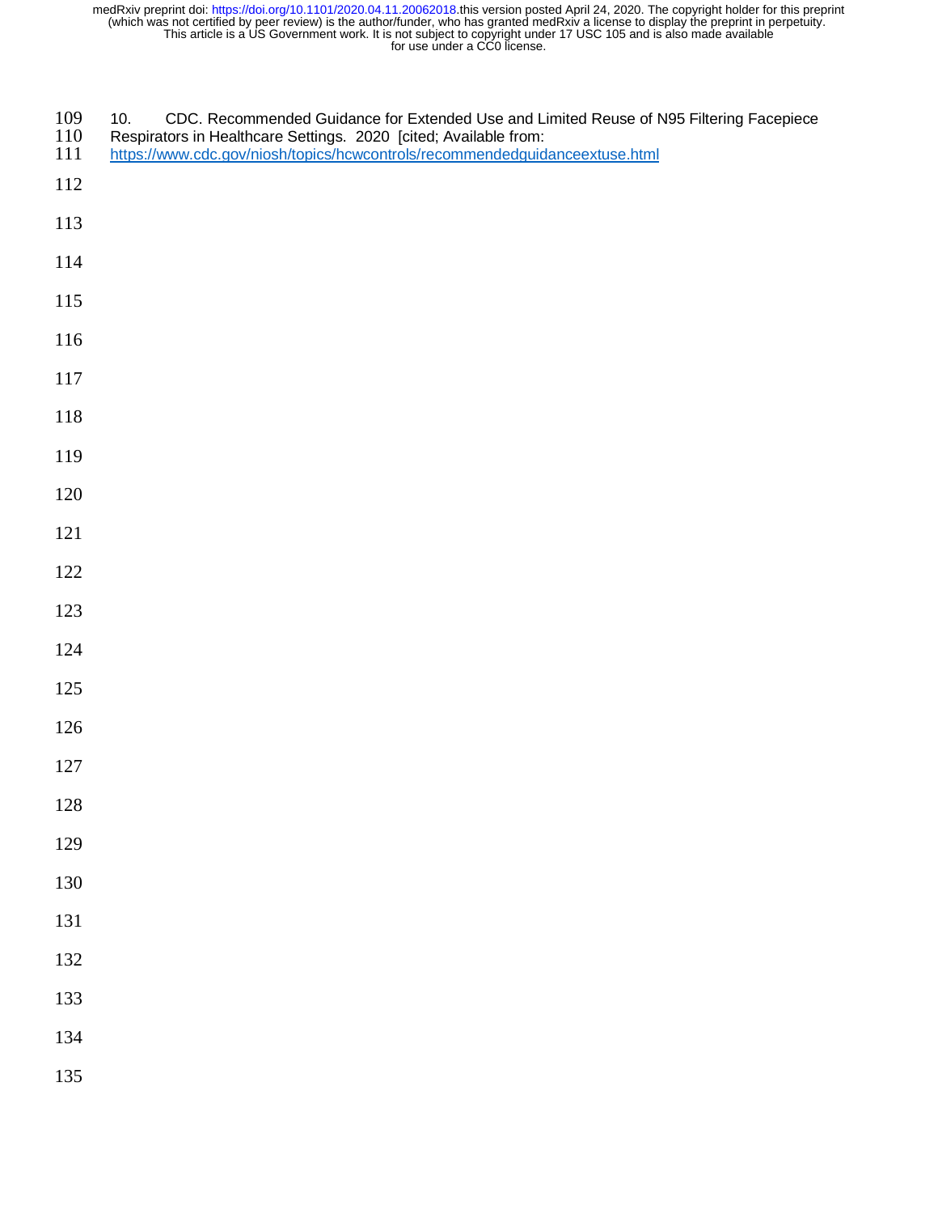10. CDC. Recommended Guidance for Extended Use and Limited Reuse of N95 Filtering Facepiece Respirators in Healthcare Settings. 2020 [cited; Available from: https://www.cdc.gov/niosh/topics/hcwcontrols/recommendedguidanceextuse.html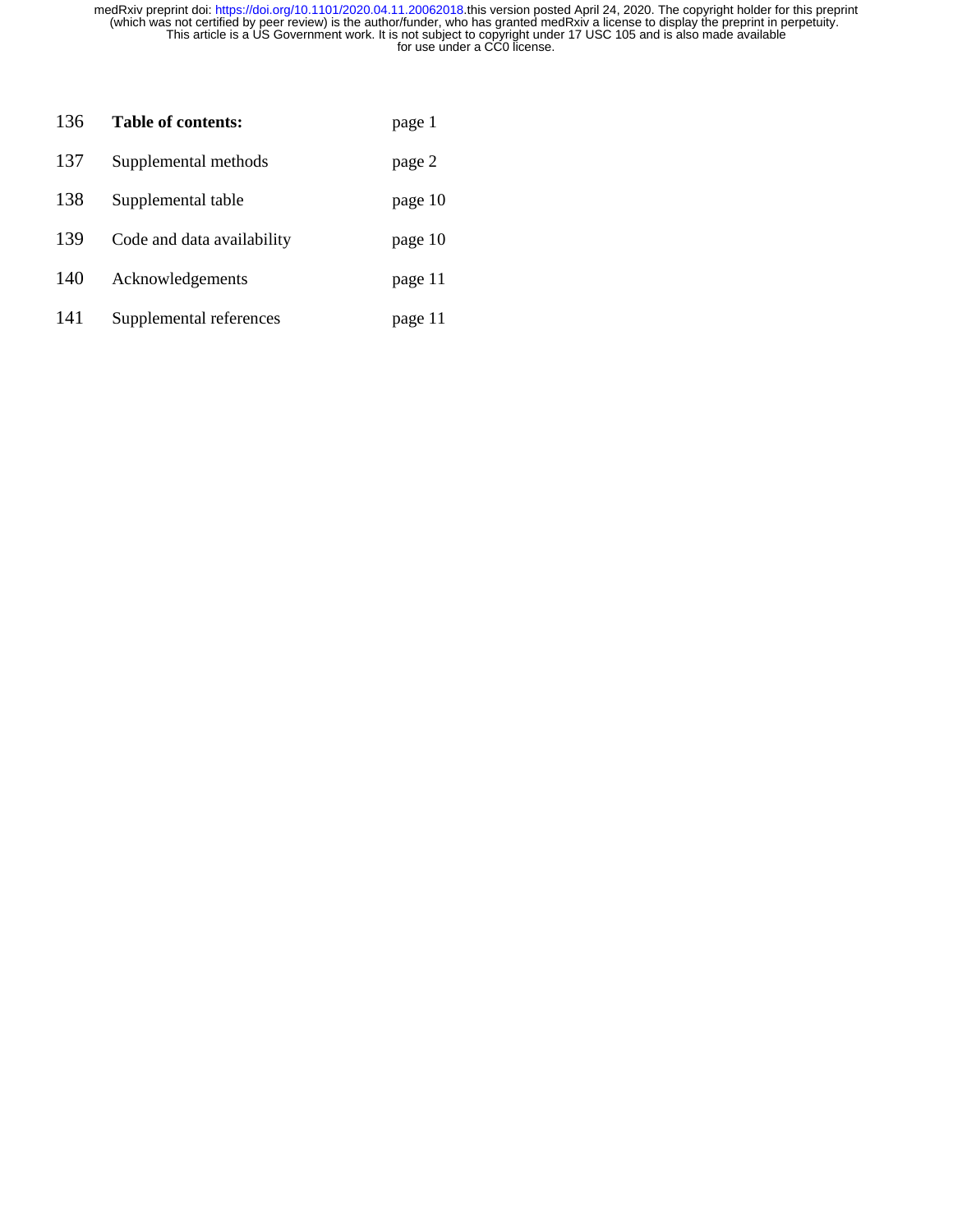**Table of contents:** page 1

| | |
|---|---|
| Supplemental methods | page 2 |
| Supplemental table | page 10 |
| Code and data availability | page 10 |
| Acknowledgements | page 11 |
| Supplemental references | page 11 |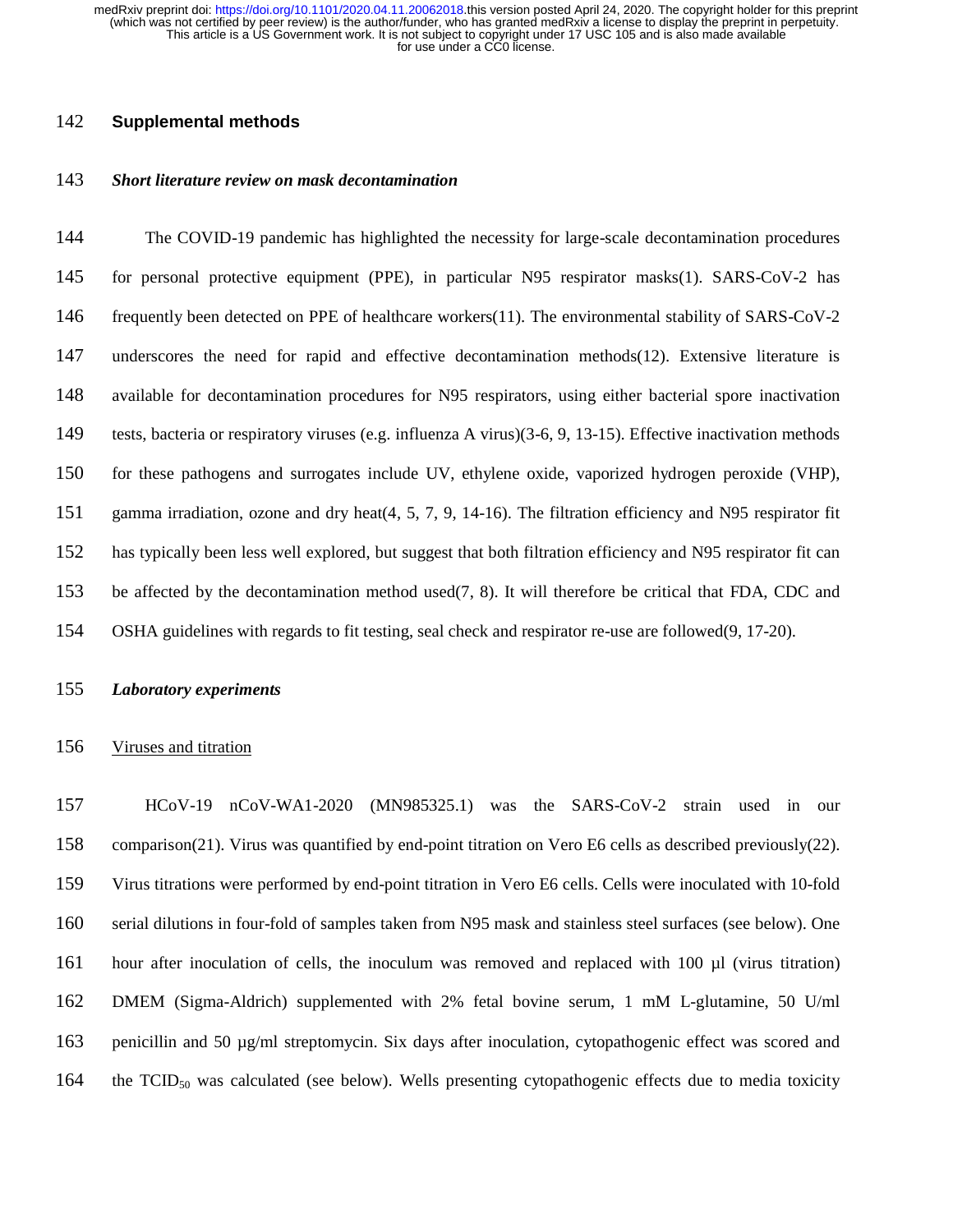## Supplemental methods

### *Short literature review on mask decontamination*

The COVID-19 pandemic has highlighted the necessity for large-scale decontamination procedures for personal protective equipment (PPE), in particular N95 respirator masks(1). SARS-CoV-2 has frequently been detected on PPE of healthcare workers(11). The environmental stability of SARS-CoV-2 underscores the need for rapid and effective decontamination methods(12). Extensive literature is available for decontamination procedures for N95 respirators, using either bacterial spore inactivation tests, bacteria or respiratory viruses (e.g. influenza A virus)(3-6, 9, 13-15). Effective inactivation methods for these pathogens and surrogates include UV, ethylene oxide, vaporized hydrogen peroxide (VHP), gamma irradiation, ozone and dry heat(4, 5, 7, 9, 14-16). The filtration efficiency and N95 respirator fit has typically been less well explored, but suggest that both filtration efficiency and N95 respirator fit can be affected by the decontamination method used(7, 8). It will therefore be critical that FDA, CDC and OSHA guidelines with regards to fit testing, seal check and respirator re-use are followed(9, 17-20).

### *Laboratory experiments*

Viruses and titration

HCoV-19 nCoV-WA1-2020 (MN985325.1) was the SARS-CoV-2 strain used in our comparison(21). Virus was quantified by end-point titration on Vero E6 cells as described previously(22). Virus titrations were performed by end-point titration in Vero E6 cells. Cells were inoculated with 10-fold serial dilutions in four-fold of samples taken from N95 mask and stainless steel surfaces (see below). One hour after inoculation of cells, the inoculum was removed and replaced with 100 µl (virus titration) DMEM (Sigma-Aldrich) supplemented with 2% fetal bovine serum, 1 mM L-glutamine, 50 U/ml penicillin and 50 µg/ml streptomycin. Six days after inoculation, cytopathogenic effect was scored and the $TCID_{50}$ was calculated (see below). Wells presenting cytopathogenic effects due to media toxicity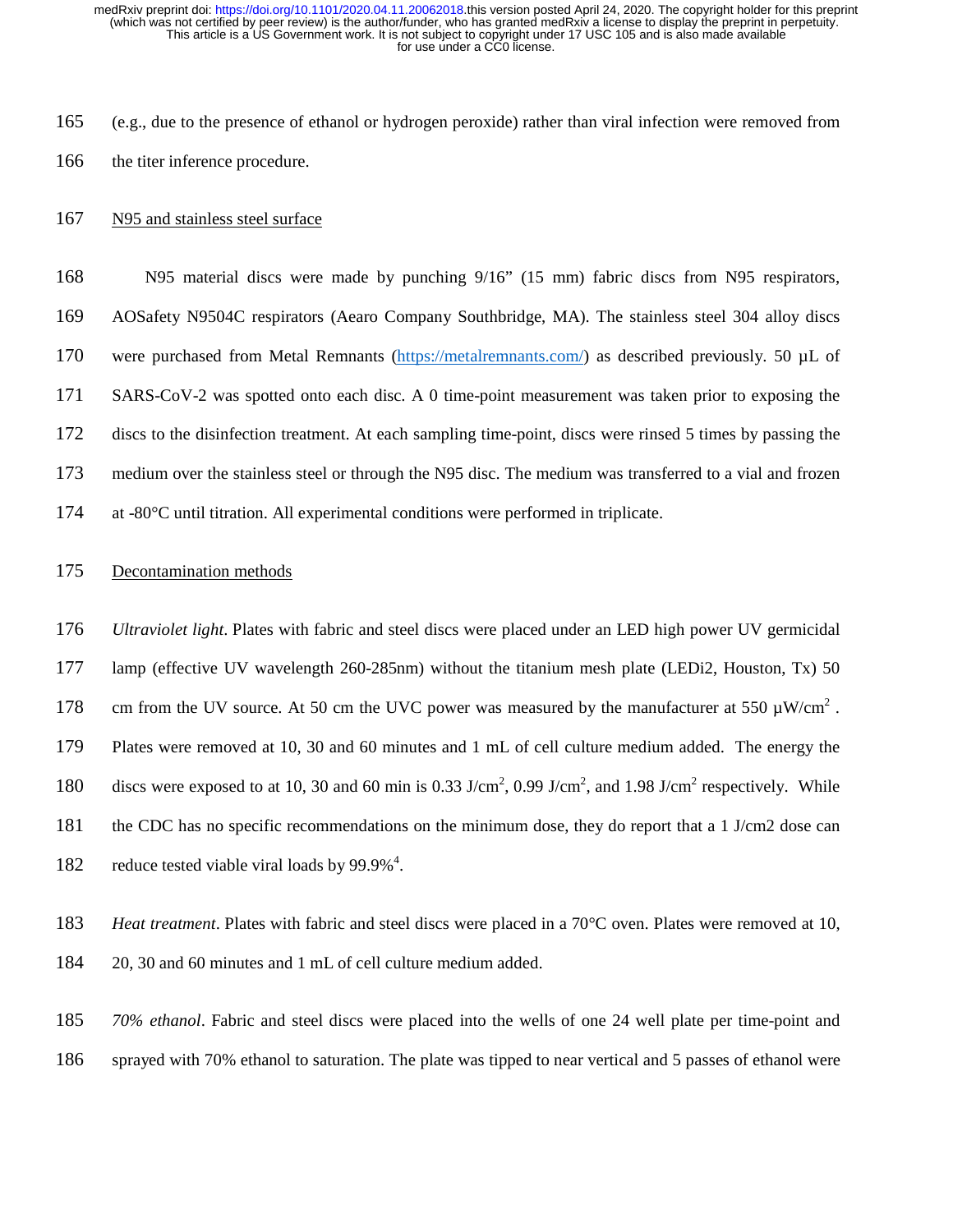(e.g., due to the presence of ethanol or hydrogen peroxide) rather than viral infection were removed from the titer inference procedure.

N95 and stainless steel surface

N95 material discs were made by punching 9/16" (15 mm) fabric discs from N95 respirators, AOSafety N9504C respirators (Aearo Company Southbridge, MA). The stainless steel 304 alloy discs were purchased from Metal Remnants (https://metalremnants.com/) as described previously. 50 µL of SARS-CoV-2 was spotted onto each disc. A 0 time-point measurement was taken prior to exposing the discs to the disinfection treatment. At each sampling time-point, discs were rinsed 5 times by passing the medium over the stainless steel or through the N95 disc. The medium was transferred to a vial and frozen at -80°C until titration. All experimental conditions were performed in triplicate.

Decontamination methods

*Ultraviolet light*. Plates with fabric and steel discs were placed under an LED high power UV germicidal lamp (effective UV wavelength 260-285nm) without the titanium mesh plate (LEDi2, Houston, Tx) 50 cm from the UV source. At 50 cm the UVC power was measured by the manufacturer at 550 $\mu W/cm^2$ . Plates were removed at 10, 30 and 60 minutes and 1 mL of cell culture medium added. The energy the discs were exposed to at 10, 30 and 60 min is 0.33 $J/cm^2$, 0.99 $J/cm^2$, and 1.98 $J/cm^2$ respectively. While the CDC has no specific recommendations on the minimum dose, they do report that a 1 J/cm2 dose can reduce tested viable viral loads by 99.9%[4].

*Heat treatment*. Plates with fabric and steel discs were placed in a 70°C oven. Plates were removed at 10, 20, 30 and 60 minutes and 1 mL of cell culture medium added.

*70% ethanol*. Fabric and steel discs were placed into the wells of one 24 well plate per time-point and sprayed with 70% ethanol to saturation. The plate was tipped to near vertical and 5 passes of ethanol were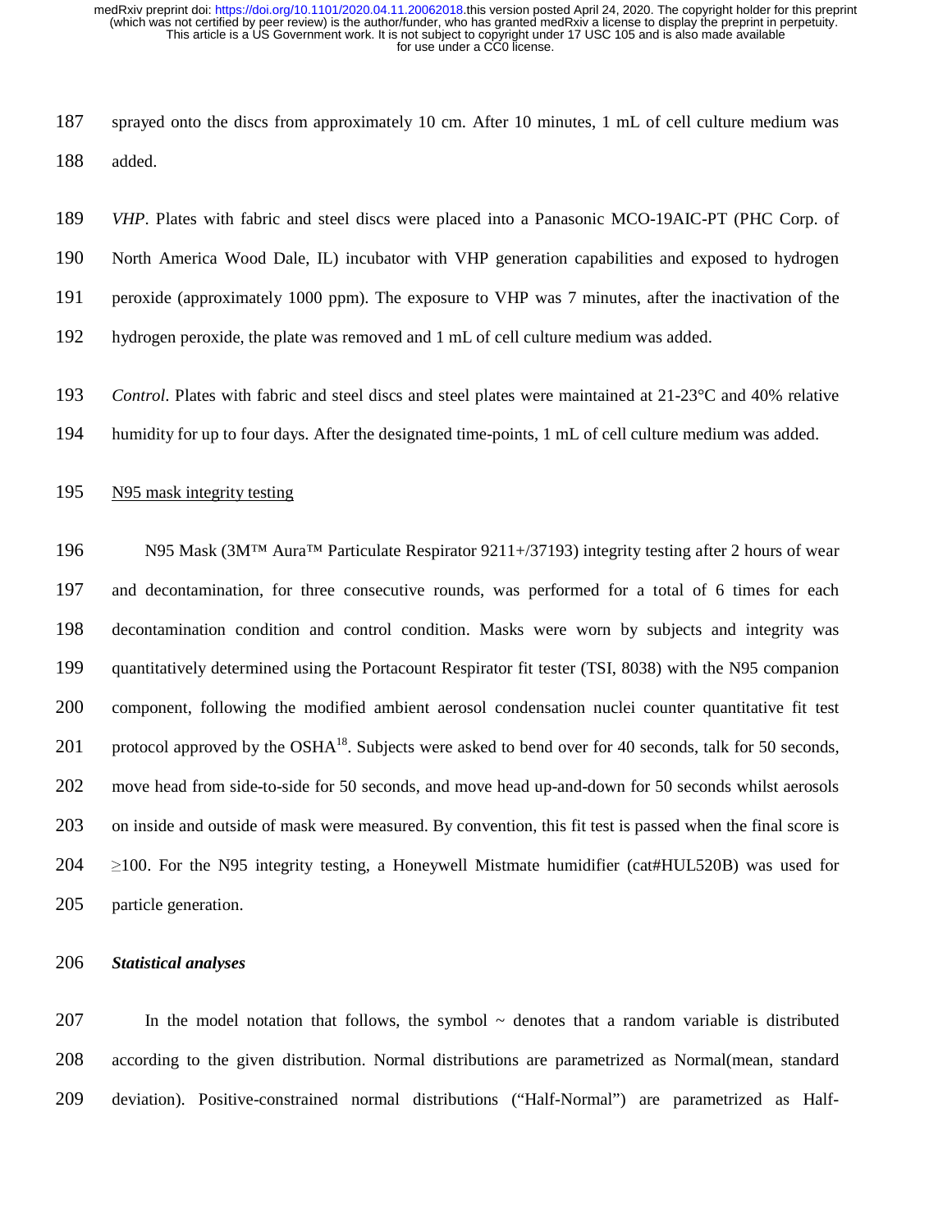sprayed onto the discs from approximately 10 cm. After 10 minutes, 1 mL of cell culture medium was added.

*VHP*. Plates with fabric and steel discs were placed into a Panasonic MCO-19AIC-PT (PHC Corp. of North America Wood Dale, IL) incubator with VHP generation capabilities and exposed to hydrogen peroxide (approximately 1000 ppm). The exposure to VHP was 7 minutes, after the inactivation of the hydrogen peroxide, the plate was removed and 1 mL of cell culture medium was added.

*Control*. Plates with fabric and steel discs and steel plates were maintained at 21-23°C and 40% relative humidity for up to four days. After the designated time-points, 1 mL of cell culture medium was added.

N95 mask integrity testing

N95 Mask (3M™ Aura™ Particulate Respirator 9211+/37193) integrity testing after 2 hours of wear and decontamination, for three consecutive rounds, was performed for a total of 6 times for each decontamination condition and control condition. Masks were worn by subjects and integrity was quantitatively determined using the Portacount Respirator fit tester (TSI, 8038) with the N95 companion component, following the modified ambient aerosol condensation nuclei counter quantitative fit test protocol approved by the OSHA[18]. Subjects were asked to bend over for 40 seconds, talk for 50 seconds, move head from side-to-side for 50 seconds, and move head up-and-down for 50 seconds whilst aerosols on inside and outside of mask were measured. By convention, this fit test is passed when the final score is ≥100. For the N95 integrity testing, a Honeywell Mistmate humidifier (cat#HUL520B) was used for particle generation.

***Statistical analyses***

In the model notation that follows, the symbol ~ denotes that a random variable is distributed according to the given distribution. Normal distributions are parametrized as Normal(mean, standard deviation). Positive-constrained normal distributions ("Half-Normal") are parametrized as Half-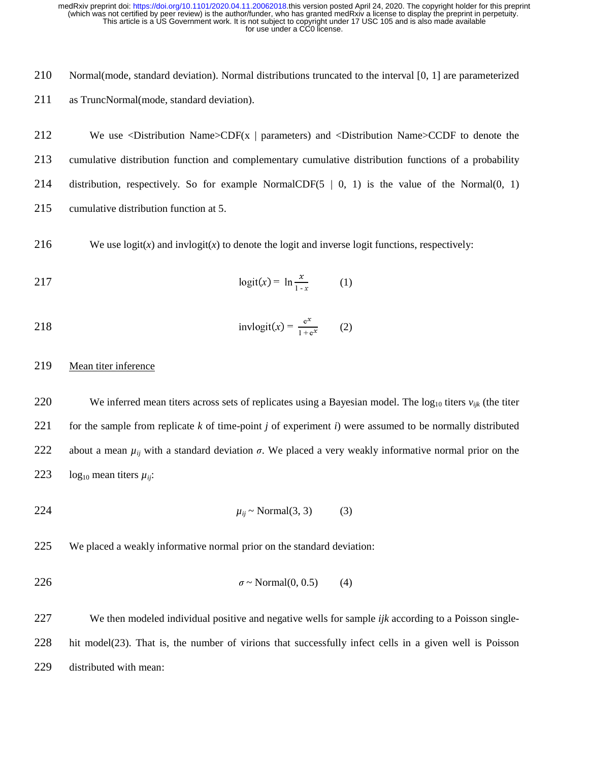Normal(mode, standard deviation). Normal distributions truncated to the interval [0, 1] are parameterized as TruncNormal(mode, standard deviation).

We use <Distribution Name>CDF(x | parameters) and <Distribution Name>CCDF to denote the cumulative distribution function and complementary cumulative distribution functions of a probability distribution, respectively. So for example NormalCDF(5 | 0, 1) is the value of the Normal(0, 1) cumulative distribution function at 5.

We use logit($x$) and invlogit($x$) to denote the logit and inverse logit functions, respectively:

$$\text{logit}(x) = \ln \frac{x}{1 - x} \qquad (1)$$

$$\text{invlogit}(x) = \frac{e^x}{1 + e^x} \qquad (2)$$

Mean titer inference

We inferred mean titers across sets of replicates using a Bayesian model. The $\log_{10}$ titers $v_{ijk}$ (the titer for the sample from replicate $k$ of time-point $j$ of experiment $i$) were assumed to be normally distributed about a mean $\mu_{ij}$ with a standard deviation $\sigma$. We placed a very weakly informative normal prior on the $\log_{10}$ mean titers $\mu_{ij}$:

$$\mu_{ij} \sim \text{Normal}(3, 3) \qquad (3)$$

We placed a weakly informative normal prior on the standard deviation:

$$\sigma \sim \text{Normal}(0, 0.5) \qquad (4)$$

We then modeled individual positive and negative wells for sample $ijk$ according to a Poisson single-hit model(23). That is, the number of virions that successfully infect cells in a given well is Poisson distributed with mean: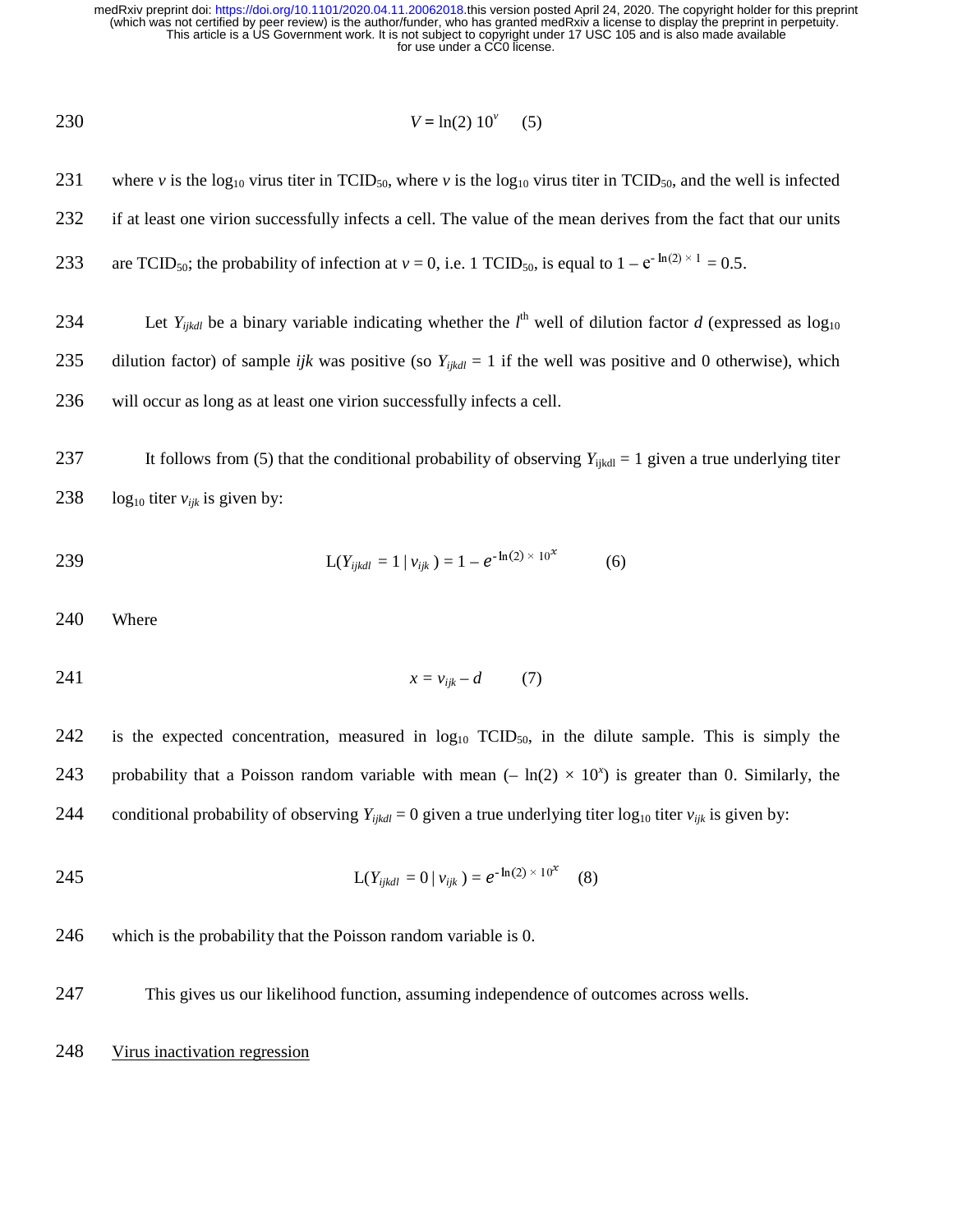$$V = \ln(2)\ 10^{v} \quad (5)$$

where $v$ is the $\log_{10}$ virus titer in $TCID_{50}$, where $v$ is the $\log_{10}$ virus titer in $TCID_{50}$, and the well is infected if at least one virion successfully infects a cell. The value of the mean derives from the fact that our units are $TCID_{50}$; the probability of infection at $v = 0$, i.e. 1 $TCID_{50}$, is equal to $1 - e^{-\ln(2) \times 1} = 0.5$.

Let $Y_{ijkdl}$ be a binary variable indicating whether the $l^{th}$ well of dilution factor $d$ (expressed as $\log_{10}$ dilution factor) of sample $ijk$ was positive (so $Y_{ijkdl} = 1$ if the well was positive and 0 otherwise), which will occur as long as at least one virion successfully infects a cell.

It follows from (5) that the conditional probability of observing $Y_{ijkdl} = 1$ given a true underlying titer $\log_{10}$ titer $v_{ijk}$ is given by:

$$L(Y_{ijkdl} = 1 \mid v_{ijk}) = 1 - e^{-\ln(2) \times 10^{x}} \quad (6)$$

Where

$$x = v_{ijk} - d \quad (7)$$

is the expected concentration, measured in $\log_{10}$ $TCID_{50}$, in the dilute sample. This is simply the probability that a Poisson random variable with mean $(-\ln(2) \times 10^{x})$ is greater than 0. Similarly, the conditional probability of observing $Y_{ijkdl} = 0$ given a true underlying titer $\log_{10}$ titer $v_{ijk}$ is given by:

$$L(Y_{ijkdl} = 0 \mid v_{ijk}) = e^{-\ln(2) \times 10^{x}} \quad (8)$$

which is the probability that the Poisson random variable is 0.

This gives us our likelihood function, assuming independence of outcomes across wells.

Virus inactivation regression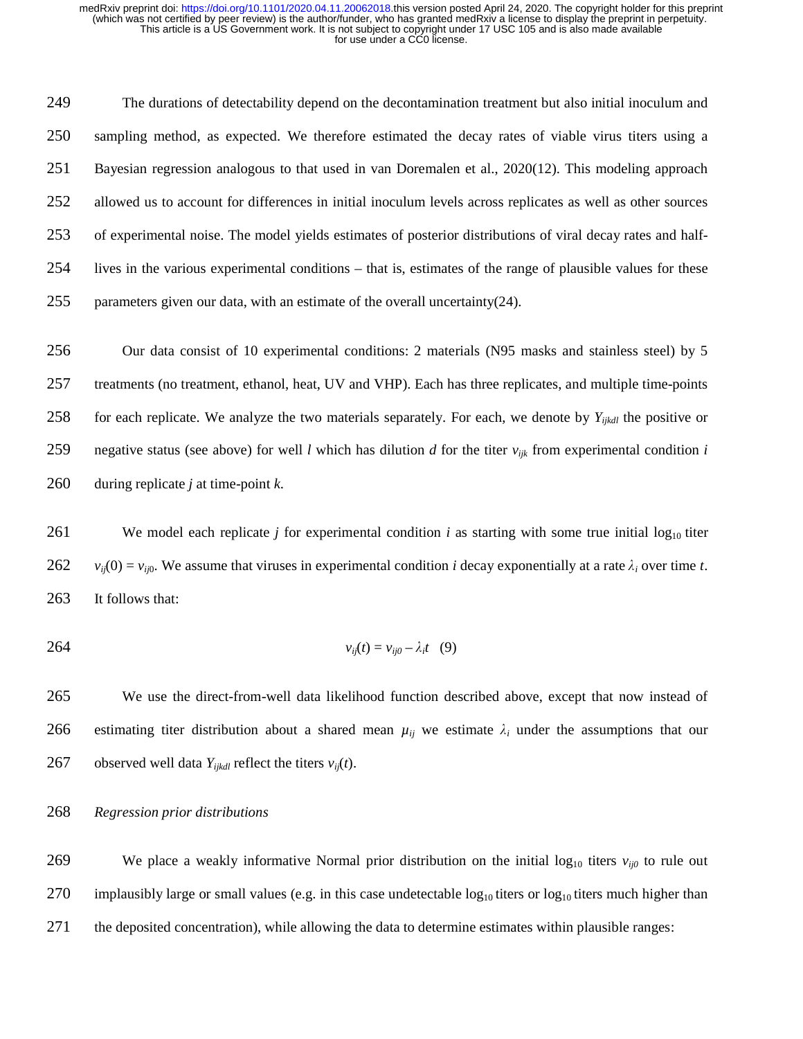The durations of detectability depend on the decontamination treatment but also initial inoculum and sampling method, as expected. We therefore estimated the decay rates of viable virus titers using a Bayesian regression analogous to that used in van Doremalen et al., 2020(12). This modeling approach allowed us to account for differences in initial inoculum levels across replicates as well as other sources of experimental noise. The model yields estimates of posterior distributions of viral decay rates and half-lives in the various experimental conditions – that is, estimates of the range of plausible values for these parameters given our data, with an estimate of the overall uncertainty(24).

Our data consist of 10 experimental conditions: 2 materials (N95 masks and stainless steel) by 5 treatments (no treatment, ethanol, heat, UV and VHP). Each has three replicates, and multiple time-points for each replicate. We analyze the two materials separately. For each, we denote by $Y_{ijkdl}$ the positive or negative status (see above) for well $l$ which has dilution $d$ for the titer $v_{ijk}$ from experimental condition $i$ during replicate $j$ at time-point $k$.

We model each replicate $j$ for experimental condition $i$ as starting with some true initial $\log_{10}$ titer $v_{ij}(0) = v_{ij0}$. We assume that viruses in experimental condition $i$ decay exponentially at a rate $\lambda_i$ over time $t$. It follows that:

$$v_{ij}(t) = v_{ij0} - \lambda_i t \quad (9)$$

We use the direct-from-well data likelihood function described above, except that now instead of estimating titer distribution about a shared mean $\mu_{ij}$ we estimate $\lambda_i$ under the assumptions that our observed well data $Y_{ijkdl}$ reflect the titers $v_{ij}(t)$.

*Regression prior distributions*

We place a weakly informative Normal prior distribution on the initial $\log_{10}$ titers $v_{ij0}$ to rule out implausibly large or small values (e.g. in this case undetectable $\log_{10}$ titers or $\log_{10}$ titers much higher than the deposited concentration), while allowing the data to determine estimates within plausible ranges: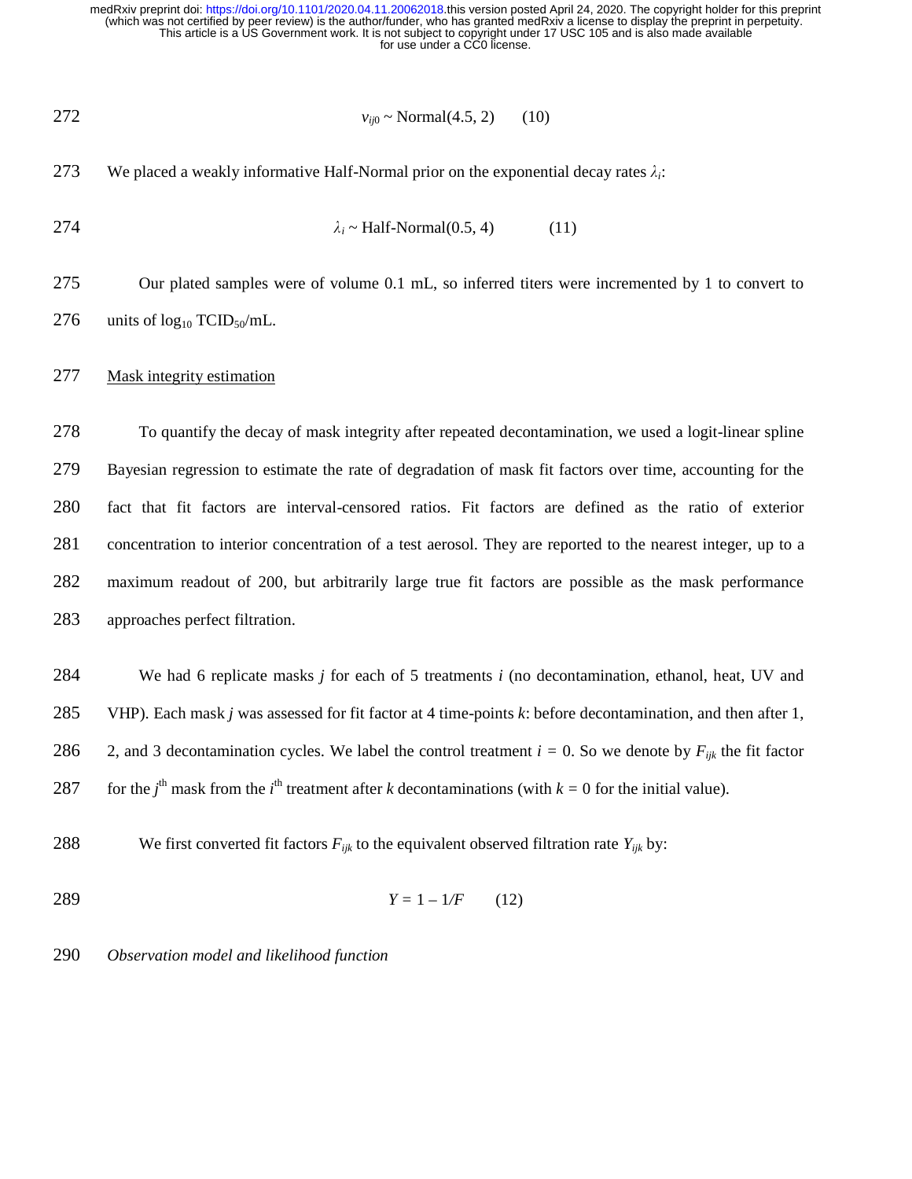$$v_{ij0} \sim \text{Normal}(4.5, 2) \qquad (10)$$

We placed a weakly informative Half-Normal prior on the exponential decay rates $\lambda_i$:

$$\lambda_i \sim \text{Half-Normal}(0.5, 4) \qquad (11)$$

Our plated samples were of volume 0.1 mL, so inferred titers were incremented by 1 to convert to units of $\log_{10}$ $TCID_{50}$/mL.

## Mask integrity estimation

To quantify the decay of mask integrity after repeated decontamination, we used a logit-linear spline Bayesian regression to estimate the rate of degradation of mask fit factors over time, accounting for the fact that fit factors are interval-censored ratios. Fit factors are defined as the ratio of exterior concentration to interior concentration of a test aerosol. They are reported to the nearest integer, up to a maximum readout of 200, but arbitrarily large true fit factors are possible as the mask performance approaches perfect filtration.

We had 6 replicate masks $j$ for each of 5 treatments $i$ (no decontamination, ethanol, heat, UV and VHP). Each mask $j$ was assessed for fit factor at 4 time-points $k$: before decontamination, and then after 1, 2, and 3 decontamination cycles. We label the control treatment $i$ = 0. So we denote by $F_{ijk}$ the fit factor for the $j^{\text{th}}$ mask from the $i^{\text{th}}$ treatment after $k$ decontaminations (with $k$ = 0 for the initial value).

We first converted fit factors $F_{ijk}$ to the equivalent observed filtration rate $Y_{ijk}$ by:

$$Y = 1 - 1/F \qquad (12)$$

*Observation model and likelihood function*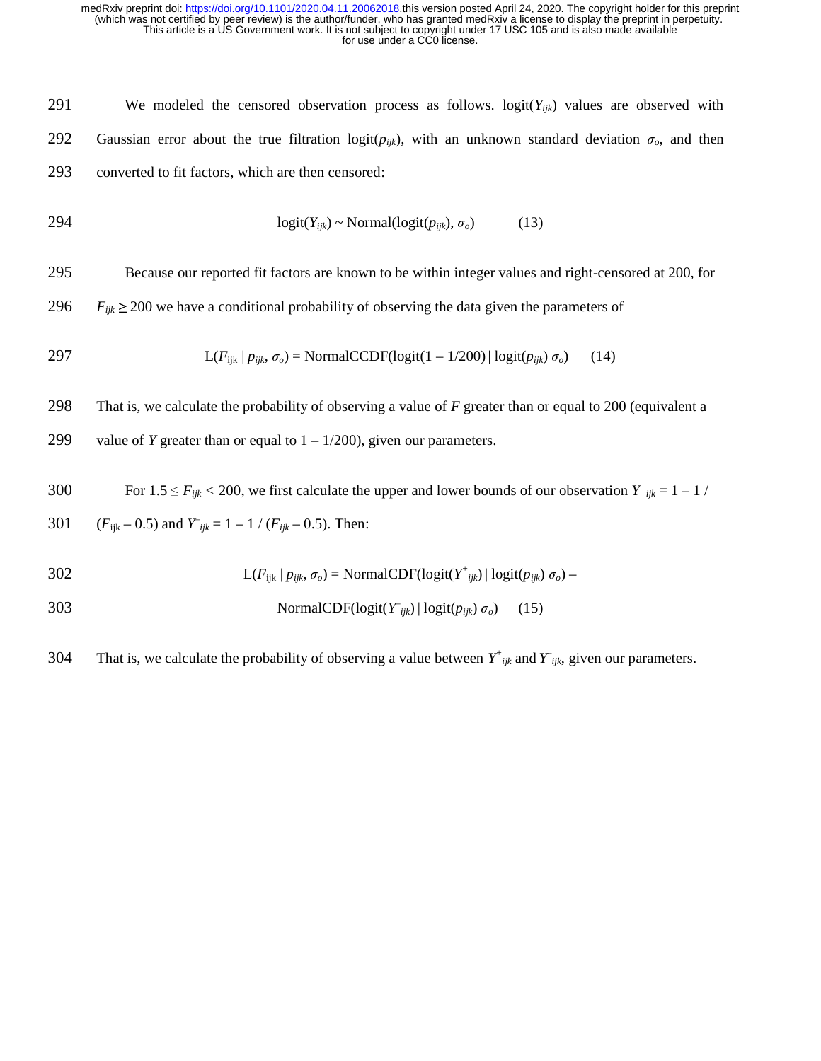We modeled the censored observation process as follows. $\text{logit}(Y_{ijk})$ values are observed with Gaussian error about the true filtration $\text{logit}(p_{ijk})$, with an unknown standard deviation $\sigma_o$, and then converted to fit factors, which are then censored:

$$\text{logit}(Y_{ijk}) \sim \text{Normal}(\text{logit}(p_{ijk}), \sigma_o) \qquad (13)$$

Because our reported fit factors are known to be within integer values and right-censored at 200, for $F_{ijk} \geq 200$ we have a conditional probability of observing the data given the parameters of

$$\text{L}(F_{ijk} \mid p_{ijk}, \sigma_o) = \text{NormalCCDF}(\text{logit}(1 - 1/200) \mid \text{logit}(p_{ijk})\ \sigma_o) \qquad (14)$$

That is, we calculate the probability of observing a value of $F$ greater than or equal to 200 (equivalent a value of $Y$ greater than or equal to $1 - 1/200$), given our parameters.

For $1.5 \leq F_{ijk} < 200$, we first calculate the upper and lower bounds of our observation $Y^{+}_{ijk} = 1 - 1 / (F_{ijk} - 0.5)$ and $Y^{-}_{ijk} = 1 - 1 / (F_{ijk} - 0.5)$. Then:

$$\text{L}(F_{ijk} \mid p_{ijk}, \sigma_o) = \text{NormalCDF}(\text{logit}(Y^{+}_{ijk}) \mid \text{logit}(p_{ijk})\ \sigma_o) - \text{NormalCDF}(\text{logit}(Y^{-}_{ijk}) \mid \text{logit}(p_{ijk})\ \sigma_o) \qquad (15)$$

That is, we calculate the probability of observing a value between $Y^{+}_{ijk}$ and $Y^{-}_{ijk}$, given our parameters.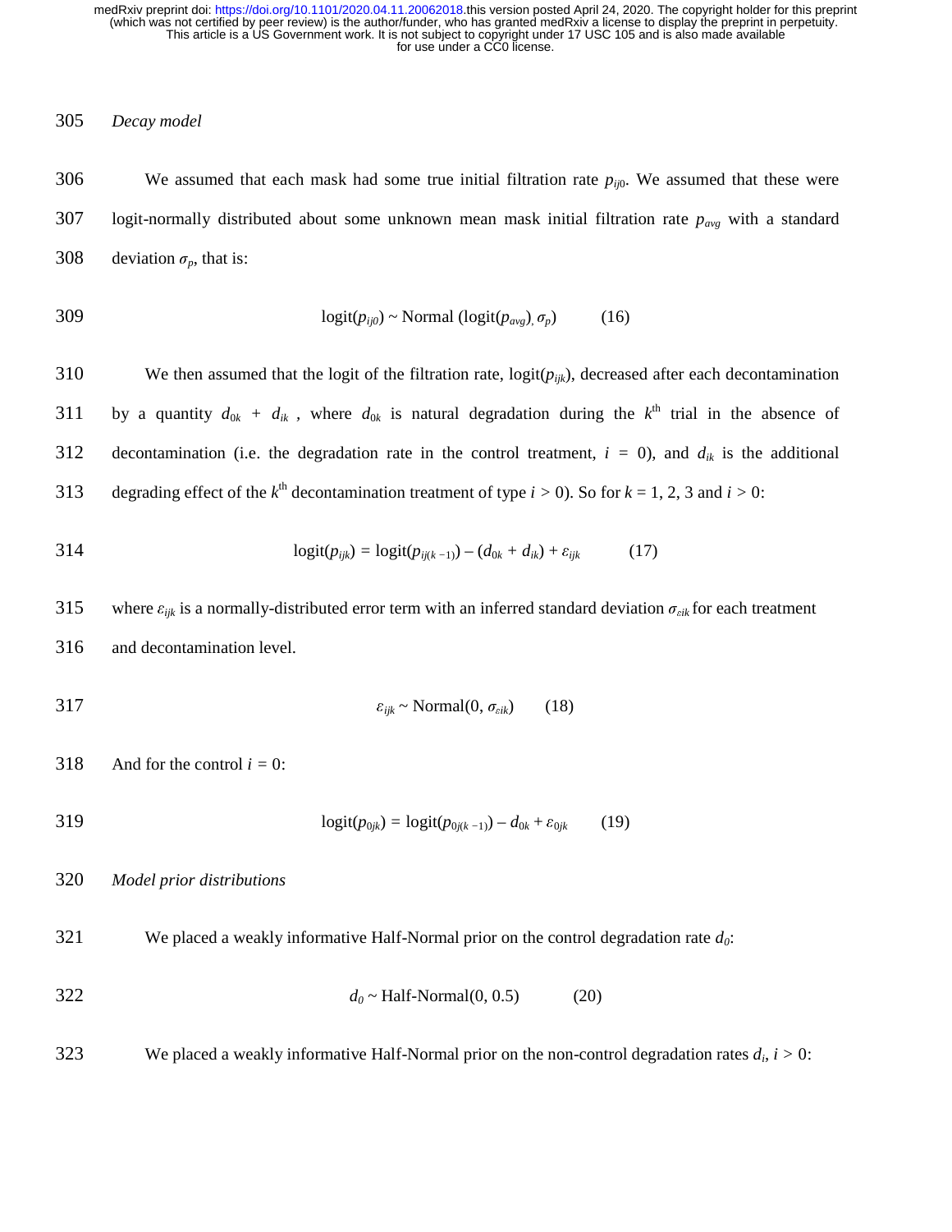*Decay model*

We assumed that each mask had some true initial filtration rate $p_{ij0}$. We assumed that these were logit-normally distributed about some unknown mean mask initial filtration rate $p_{avg}$ with a standard deviation $\sigma_p$, that is:

$$\text{logit}(p_{ij0}) \sim \text{Normal}\,(\text{logit}(p_{avg}), \sigma_p) \qquad (16)$$

We then assumed that the logit of the filtration rate, $\text{logit}(p_{ijk})$, decreased after each decontamination by a quantity $d_{0k} + d_{ik}$ , where $d_{0k}$ is natural degradation during the $k^{\text{th}}$ trial in the absence of decontamination (i.e. the degradation rate in the control treatment, $i = 0$), and $d_{ik}$ is the additional degrading effect of the $k^{\text{th}}$ decontamination treatment of type $i > 0$). So for $k = 1, 2, 3$ and $i > 0$:

$$\text{logit}(p_{ijk}) = \text{logit}(p_{ij(k-1)}) - (d_{0k} + d_{ik}) + \varepsilon_{ijk} \qquad (17)$$

where $\varepsilon_{ijk}$ is a normally-distributed error term with an inferred standard deviation $\sigma_{\varepsilon ik}$ for each treatment and decontamination level.

$$\varepsilon_{ijk} \sim \text{Normal}(0, \sigma_{\varepsilon ik}) \qquad (18)$$

And for the control $i = 0$:

$$\text{logit}(p_{0jk}) = \text{logit}(p_{0j(k-1)}) - d_{0k} + \varepsilon_{0jk} \qquad (19)$$

*Model prior distributions*

We placed a weakly informative Half-Normal prior on the control degradation rate $d_0$:

$$d_0 \sim \text{Half-Normal}(0, 0.5) \qquad (20)$$

We placed a weakly informative Half-Normal prior on the non-control degradation rates $d_i$, $i > 0$: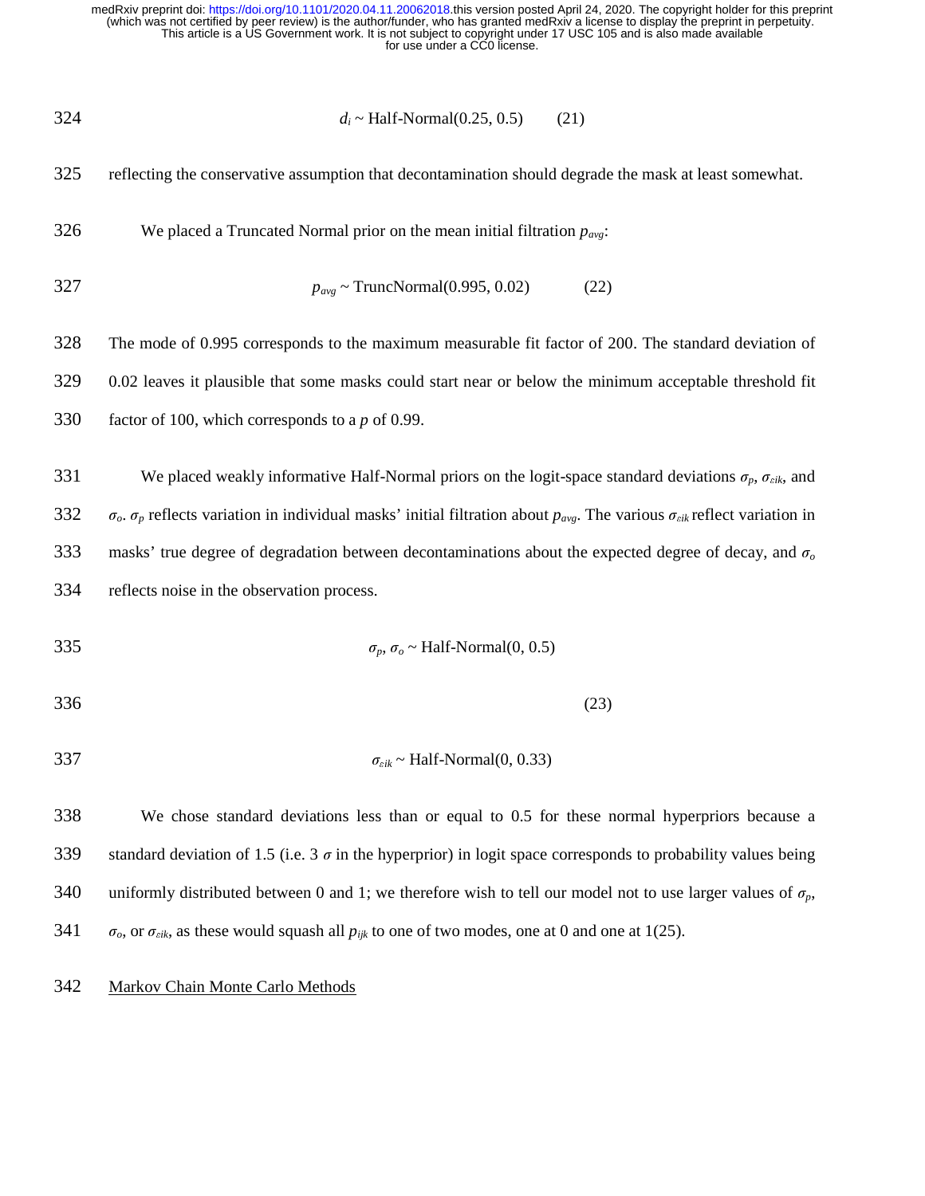$$d_i \sim \text{Half-Normal}(0.25, 0.5) \qquad (21)$$

reflecting the conservative assumption that decontamination should degrade the mask at least somewhat.

We placed a Truncated Normal prior on the mean initial filtration $p_{avg}$:

$$p_{avg} \sim \text{TruncNormal}(0.995, 0.02) \qquad (22)$$

The mode of 0.995 corresponds to the maximum measurable fit factor of 200. The standard deviation of 0.02 leaves it plausible that some masks could start near or below the minimum acceptable threshold fit factor of 100, which corresponds to a $p$ of 0.99.

We placed weakly informative Half-Normal priors on the logit-space standard deviations $\sigma_p$, $\sigma_{\varepsilon ik}$, and $\sigma_o$. $\sigma_p$ reflects variation in individual masks' initial filtration about $p_{avg}$. The various $\sigma_{\varepsilon ik}$ reflect variation in masks' true degree of degradation between decontaminations about the expected degree of decay, and $\sigma_o$ reflects noise in the observation process.

$$\sigma_p, \sigma_o \sim \text{Half-Normal}(0, 0.5)$$

$$(23)$$

$$\sigma_{\varepsilon ik} \sim \text{Half-Normal}(0, 0.33)$$

We chose standard deviations less than or equal to 0.5 for these normal hyperpriors because a standard deviation of 1.5 (i.e. 3 $\sigma$ in the hyperprior) in logit space corresponds to probability values being uniformly distributed between 0 and 1; we therefore wish to tell our model not to use larger values of $\sigma_p$, $\sigma_o$, or $\sigma_{\varepsilon ik}$, as these would squash all $p_{ijk}$ to one of two modes, one at 0 and one at 1(25).

Markov Chain Monte Carlo Methods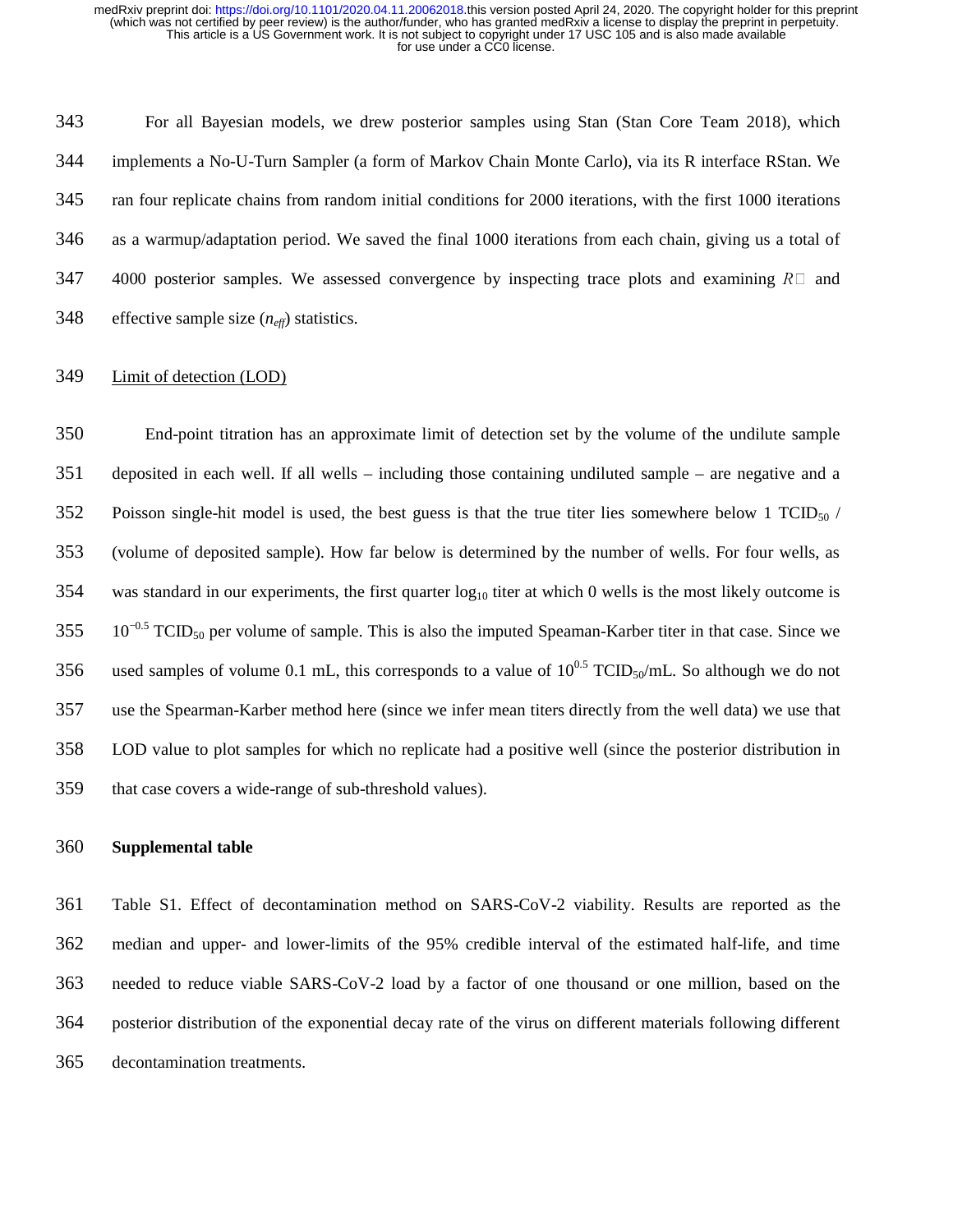For all Bayesian models, we drew posterior samples using Stan (Stan Core Team 2018), which implements a No-U-Turn Sampler (a form of Markov Chain Monte Carlo), via its R interface RStan. We ran four replicate chains from random initial conditions for 2000 iterations, with the first 1000 iterations as a warmup/adaptation period. We saved the final 1000 iterations from each chain, giving us a total of 4000 posterior samples. We assessed convergence by inspecting trace plots and examining $\hat{R}$ and effective sample size ($n_{eff}$) statistics.

<u>Limit of detection (LOD)</u>

End-point titration has an approximate limit of detection set by the volume of the undilute sample deposited in each well. If all wells – including those containing undiluted sample – are negative and a Poisson single-hit model is used, the best guess is that the true titer lies somewhere below 1 $TCID_{50}$ / (volume of deposited sample). How far below is determined by the number of wells. For four wells, as was standard in our experiments, the first quarter $\log_{10}$ titer at which 0 wells is the most likely outcome is $10^{-0.5}$ $TCID_{50}$ per volume of sample. This is also the imputed Speaman-Karber titer in that case. Since we used samples of volume 0.1 mL, this corresponds to a value of $10^{0.5}$ $TCID_{50}$/mL. So although we do not use the Spearman-Karber method here (since we infer mean titers directly from the well data) we use that LOD value to plot samples for which no replicate had a positive well (since the posterior distribution in that case covers a wide-range of sub-threshold values).

**Supplemental table**

Table S1. Effect of decontamination method on SARS-CoV-2 viability. Results are reported as the median and upper- and lower-limits of the 95% credible interval of the estimated half-life, and time needed to reduce viable SARS-CoV-2 load by a factor of one thousand or one million, based on the posterior distribution of the exponential decay rate of the virus on different materials following different decontamination treatments.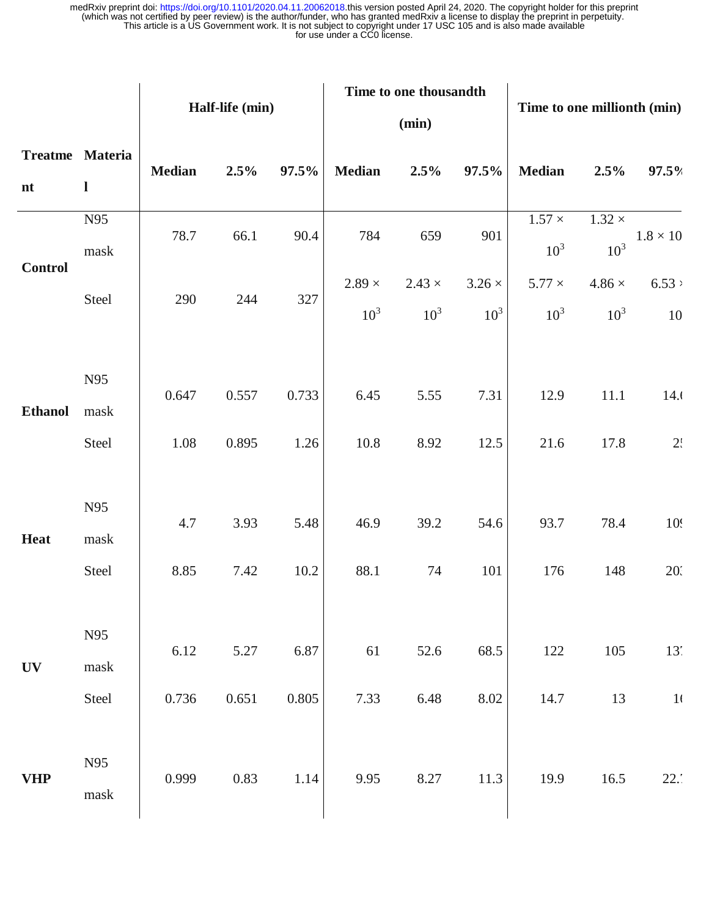| Treatment | Material | Half-life (min) | | | Time to one thousandth (min) | | | Time to one millionth (min) | | |
|---|---|---|---|---|---|---|---|---|---|---|
| | | Median | 2.5% | 97.5% | Median | 2.5% | 97.5% | Median | 2.5% | 97.5% |
| Control | N95 mask | 78.7 | 66.1 | 90.4 | 784 | 659 | 901 | $1.57 \times 10^3$ | $1.32 \times 10^3$ | $1.8 \times 10$ |
| | Steel | 290 | 244 | 327 | $2.89 \times 10^3$ | $2.43 \times 10^3$ | $3.26 \times 10^3$ | $5.77 \times 10^3$ | $4.86 \times 10^3$ | $6.53 \times 10$ |
| Ethanol | N95 mask | 0.647 | 0.557 | 0.733 | 6.45 | 5.55 | 7.31 | 12.9 | 11.1 | 14. |
| | Steel | 1.08 | 0.895 | 1.26 | 10.8 | 8.92 | 12.5 | 21.6 | 17.8 | 2 |
| Heat | N95 mask | 4.7 | 3.93 | 5.48 | 46.9 | 39.2 | 54.6 | 93.7 | 78.4 | 10 |
| | Steel | 8.85 | 7.42 | 10.2 | 88.1 | 74 | 101 | 176 | 148 | 20 |
| UV | N95 mask | 6.12 | 5.27 | 6.87 | 61 | 52.6 | 68.5 | 122 | 105 | 13 |
| | Steel | 0.736 | 0.651 | 0.805 | 7.33 | 6.48 | 8.02 | 14.7 | 13 | 1 |
| VHP | N95 mask | 0.999 | 0.83 | 1.14 | 9.95 | 8.27 | 11.3 | 19.9 | 16.5 | 22. |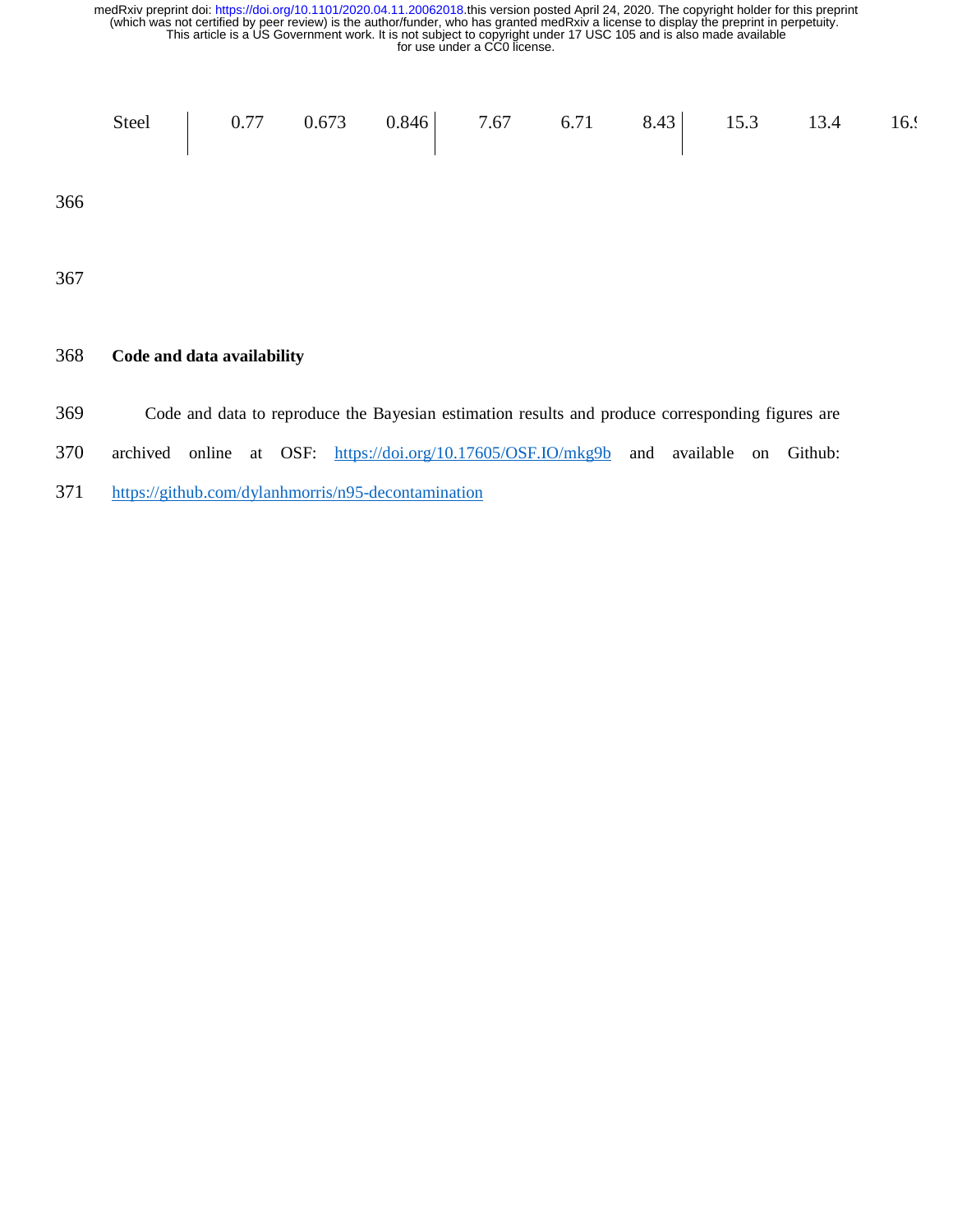| Steel | 0.77 | 0.673 | 0.846 | 7.67 | 6.71 | 8.43 | 15.3 | 13.4 | 16.9 |
|---|---|---|---|---|---|---|---|---|---|

## Code and data availability

Code and data to reproduce the Bayesian estimation results and produce corresponding figures are archived online at OSF: https://doi.org/10.17605/OSF.IO/mkg9b and available on Github: https://github.com/dylanhmorris/n95-decontamination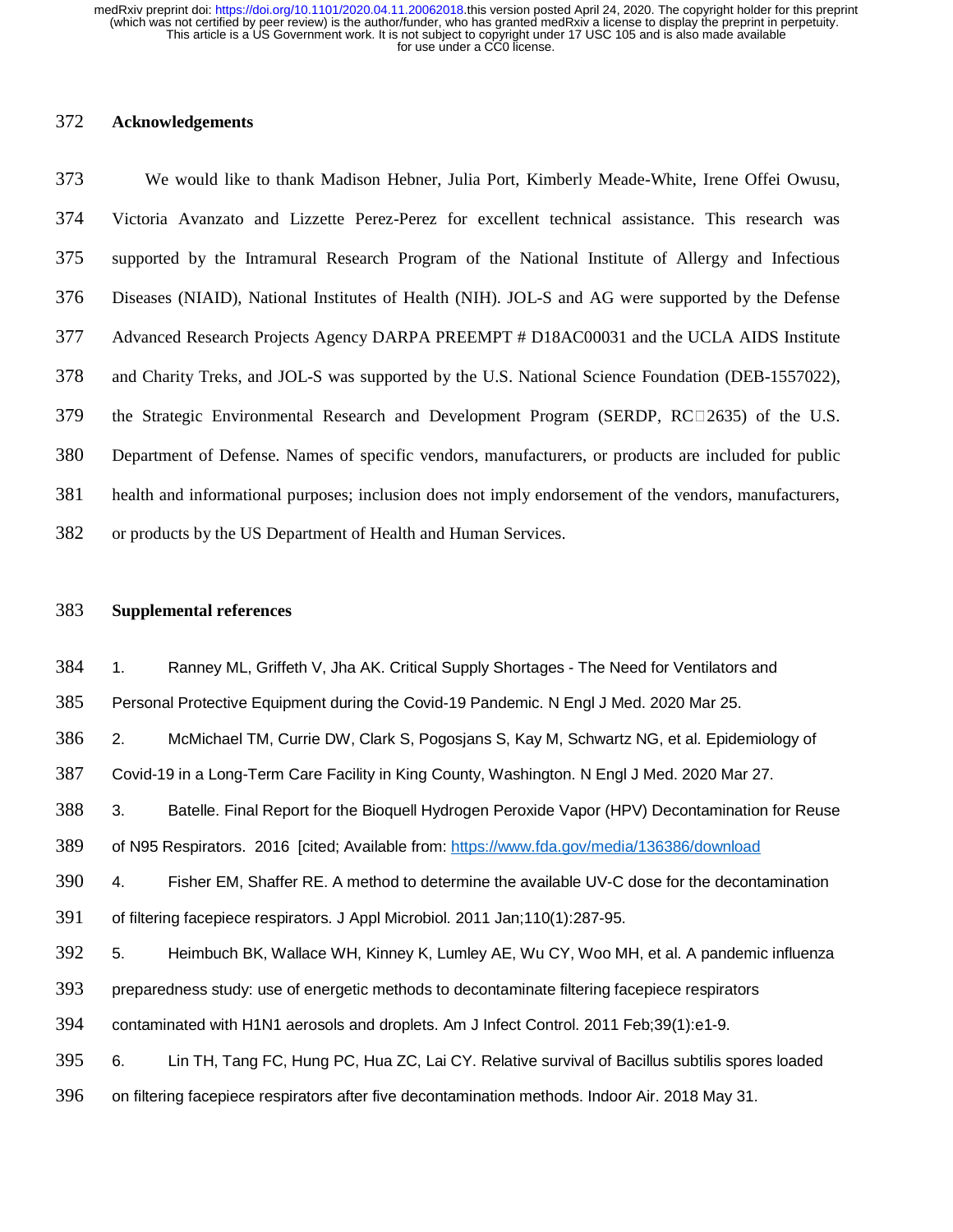## Acknowledgements

We would like to thank Madison Hebner, Julia Port, Kimberly Meade-White, Irene Offei Owusu, Victoria Avanzato and Lizzette Perez-Perez for excellent technical assistance. This research was supported by the Intramural Research Program of the National Institute of Allergy and Infectious Diseases (NIAID), National Institutes of Health (NIH). JOL-S and AG were supported by the Defense Advanced Research Projects Agency DARPA PREEMPT # D18AC00031 and the UCLA AIDS Institute and Charity Treks, and JOL-S was supported by the U.S. National Science Foundation (DEB-1557022), the Strategic Environmental Research and Development Program (SERDP, RC□2635) of the U.S. Department of Defense. Names of specific vendors, manufacturers, or products are included for public health and informational purposes; inclusion does not imply endorsement of the vendors, manufacturers, or products by the US Department of Health and Human Services.

## Supplemental references

1. Ranney ML, Griffeth V, Jha AK. Critical Supply Shortages - The Need for Ventilators and Personal Protective Equipment during the Covid-19 Pandemic. N Engl J Med. 2020 Mar 25.
2. McMichael TM, Currie DW, Clark S, Pogosjans S, Kay M, Schwartz NG, et al. Epidemiology of Covid-19 in a Long-Term Care Facility in King County, Washington. N Engl J Med. 2020 Mar 27.
3. Batelle. Final Report for the Bioquell Hydrogen Peroxide Vapor (HPV) Decontamination for Reuse of N95 Respirators. 2016 [cited; Available from: https://www.fda.gov/media/136386/download
4. Fisher EM, Shaffer RE. A method to determine the available UV-C dose for the decontamination of filtering facepiece respirators. J Appl Microbiol. 2011 Jan;110(1):287-95.
5. Heimbuch BK, Wallace WH, Kinney K, Lumley AE, Wu CY, Woo MH, et al. A pandemic influenza preparedness study: use of energetic methods to decontaminate filtering facepiece respirators contaminated with H1N1 aerosols and droplets. Am J Infect Control. 2011 Feb;39(1):e1-9.
6. Lin TH, Tang FC, Hung PC, Hua ZC, Lai CY. Relative survival of Bacillus subtilis spores loaded on filtering facepiece respirators after five decontamination methods. Indoor Air. 2018 May 31.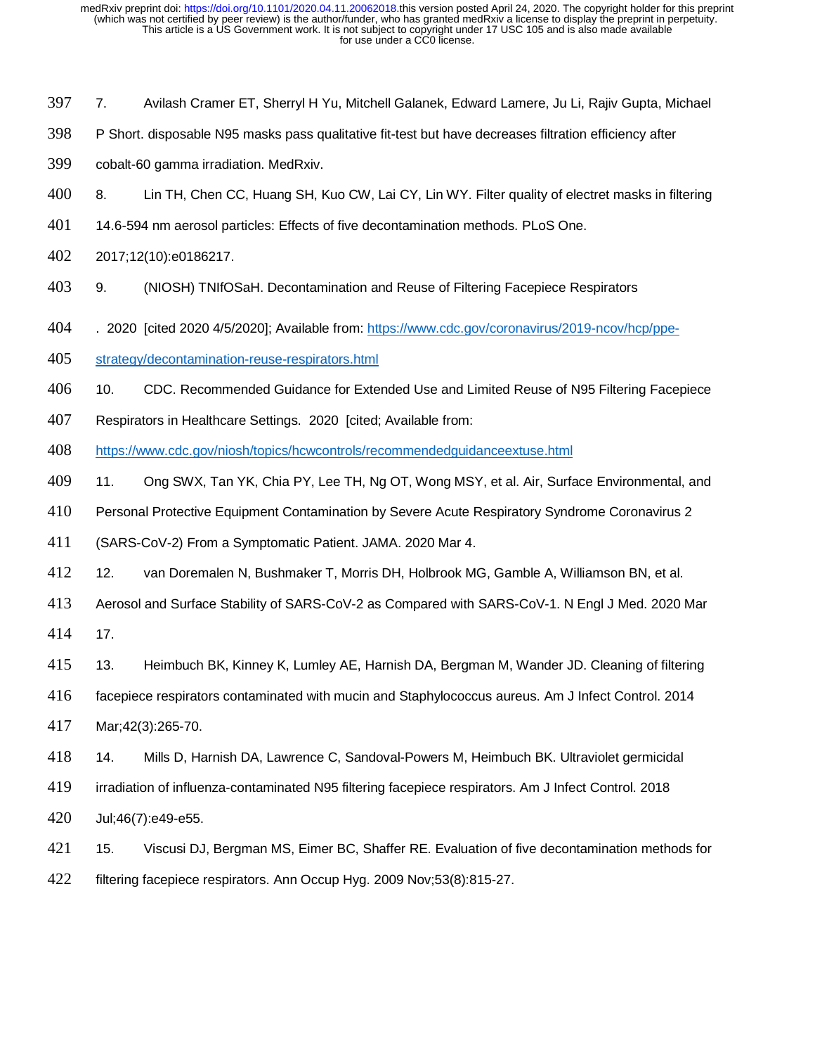7. Avilash Cramer ET, Sherryl H Yu, Mitchell Galanek, Edward Lamere, Ju Li, Rajiv Gupta, Michael P Short. disposable N95 masks pass qualitative fit-test but have decreases filtration efficiency after cobalt-60 gamma irradiation. MedRxiv.

8. Lin TH, Chen CC, Huang SH, Kuo CW, Lai CY, Lin WY. Filter quality of electret masks in filtering 14.6-594 nm aerosol particles: Effects of five decontamination methods. PLoS One. 2017;12(10):e0186217.

9. (NIOSH) TNIfOSaH. Decontamination and Reuse of Filtering Facepiece Respirators . 2020 [cited 2020 4/5/2020]; Available from: https://www.cdc.gov/coronavirus/2019-ncov/hcp/ppe-strategy/decontamination-reuse-respirators.html

10. CDC. Recommended Guidance for Extended Use and Limited Reuse of N95 Filtering Facepiece Respirators in Healthcare Settings. 2020 [cited; Available from: https://www.cdc.gov/niosh/topics/hcwcontrols/recommendedguidanceextuse.html

11. Ong SWX, Tan YK, Chia PY, Lee TH, Ng OT, Wong MSY, et al. Air, Surface Environmental, and Personal Protective Equipment Contamination by Severe Acute Respiratory Syndrome Coronavirus 2 (SARS-CoV-2) From a Symptomatic Patient. JAMA. 2020 Mar 4.

12. van Doremalen N, Bushmaker T, Morris DH, Holbrook MG, Gamble A, Williamson BN, et al. Aerosol and Surface Stability of SARS-CoV-2 as Compared with SARS-CoV-1. N Engl J Med. 2020 Mar 17.

13. Heimbuch BK, Kinney K, Lumley AE, Harnish DA, Bergman M, Wander JD. Cleaning of filtering facepiece respirators contaminated with mucin and Staphylococcus aureus. Am J Infect Control. 2014 Mar;42(3):265-70.

14. Mills D, Harnish DA, Lawrence C, Sandoval-Powers M, Heimbuch BK. Ultraviolet germicidal irradiation of influenza-contaminated N95 filtering facepiece respirators. Am J Infect Control. 2018 Jul;46(7):e49-e55.

15. Viscusi DJ, Bergman MS, Eimer BC, Shaffer RE. Evaluation of five decontamination methods for filtering facepiece respirators. Ann Occup Hyg. 2009 Nov;53(8):815-27.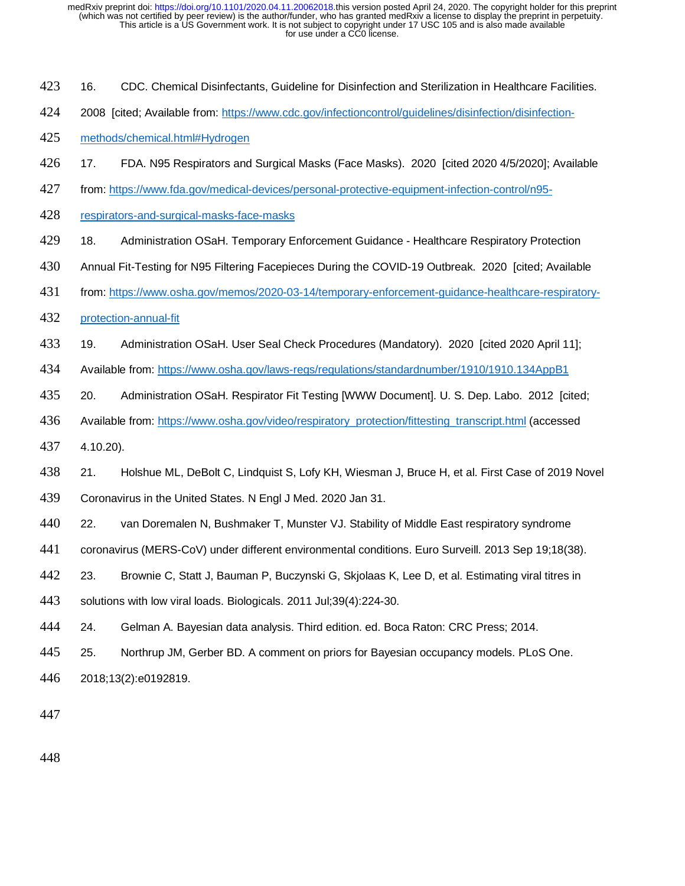16. CDC. Chemical Disinfectants, Guideline for Disinfection and Sterilization in Healthcare Facilities. 2008 [cited; Available from: https://www.cdc.gov/infectioncontrol/guidelines/disinfection/disinfection-methods/chemical.html#Hydrogen

17. FDA. N95 Respirators and Surgical Masks (Face Masks). 2020 [cited 2020 4/5/2020]; Available from: https://www.fda.gov/medical-devices/personal-protective-equipment-infection-control/n95-respirators-and-surgical-masks-face-masks

18. Administration OSaH. Temporary Enforcement Guidance - Healthcare Respiratory Protection Annual Fit-Testing for N95 Filtering Facepieces During the COVID-19 Outbreak. 2020 [cited; Available from: https://www.osha.gov/memos/2020-03-14/temporary-enforcement-guidance-healthcare-respiratory-protection-annual-fit

19. Administration OSaH. User Seal Check Procedures (Mandatory). 2020 [cited 2020 April 11]; Available from: https://www.osha.gov/laws-regs/regulations/standardnumber/1910/1910.134AppB1

20. Administration OSaH. Respirator Fit Testing [WWW Document]. U. S. Dep. Labo. 2012 [cited; Available from: https://www.osha.gov/video/respiratory_protection/fittesting_transcript.html (accessed 4.10.20).

21. Holshue ML, DeBolt C, Lindquist S, Lofy KH, Wiesman J, Bruce H, et al. First Case of 2019 Novel Coronavirus in the United States. N Engl J Med. 2020 Jan 31.

22. van Doremalen N, Bushmaker T, Munster VJ. Stability of Middle East respiratory syndrome coronavirus (MERS-CoV) under different environmental conditions. Euro Surveill. 2013 Sep 19;18(38).

23. Brownie C, Statt J, Bauman P, Buczynski G, Skjolaas K, Lee D, et al. Estimating viral titres in solutions with low viral loads. Biologicals. 2011 Jul;39(4):224-30.

24. Gelman A. Bayesian data analysis. Third edition. ed. Boca Raton: CRC Press; 2014.

25. Northrup JM, Gerber BD. A comment on priors for Bayesian occupancy models. PLoS One. 2018;13(2):e0192819.